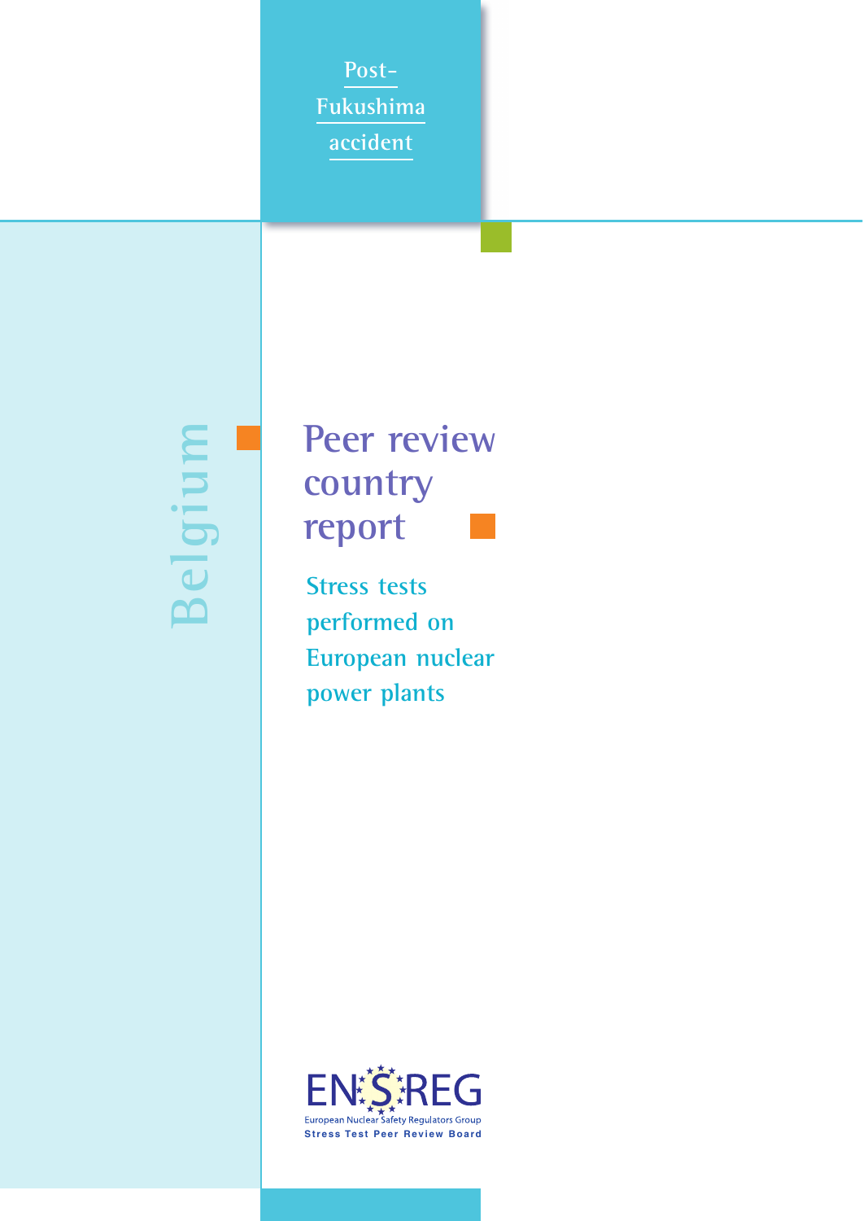Post-
Fukushima
accident

Belgium

# Peer review country report

## Stress tests performed on European nuclear power plants

ENSREG

European Nuclear Safety Regulators Group

Stress Test Peer Review Board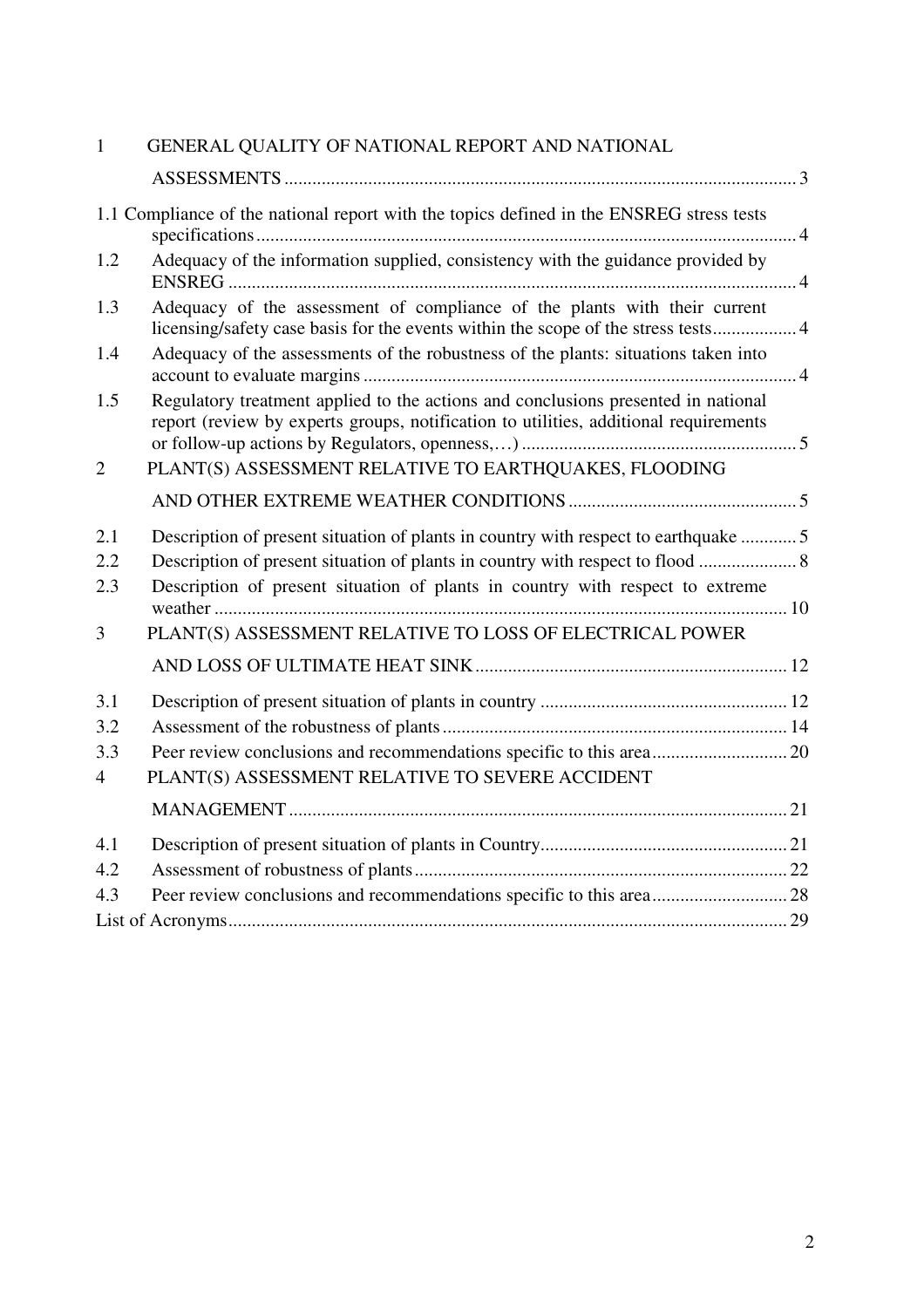1 GENERAL QUALITY OF NATIONAL REPORT AND NATIONAL ASSESSMENTS .... 3

1.1 Compliance of the national report with the topics defined in the ENSREG stress tests specifications .... 4

1.2 Adequacy of the information supplied, consistency with the guidance provided by ENSREG .... 4

1.3 Adequacy of the assessment of compliance of the plants with their current licensing/safety case basis for the events within the scope of the stress tests .... 4

1.4 Adequacy of the assessments of the robustness of the plants: situations taken into account to evaluate margins .... 4

1.5 Regulatory treatment applied to the actions and conclusions presented in national report (review by experts groups, notification to utilities, additional requirements or follow-up actions by Regulators, openness,…) .... 5

2 PLANT(S) ASSESSMENT RELATIVE TO EARTHQUAKES, FLOODING AND OTHER EXTREME WEATHER CONDITIONS .... 5

2.1 Description of present situation of plants in country with respect to earthquake .... 5

2.2 Description of present situation of plants in country with respect to flood .... 8

2.3 Description of present situation of plants in country with respect to extreme weather .... 10

3 PLANT(S) ASSESSMENT RELATIVE TO LOSS OF ELECTRICAL POWER AND LOSS OF ULTIMATE HEAT SINK .... 12

3.1 Description of present situation of plants in country .... 12

3.2 Assessment of the robustness of plants .... 14

3.3 Peer review conclusions and recommendations specific to this area .... 20

4 PLANT(S) ASSESSMENT RELATIVE TO SEVERE ACCIDENT MANAGEMENT .... 21

4.1 Description of present situation of plants in Country .... 21

4.2 Assessment of robustness of plants .... 22

4.3 Peer review conclusions and recommendations specific to this area .... 28

List of Acronyms .... 29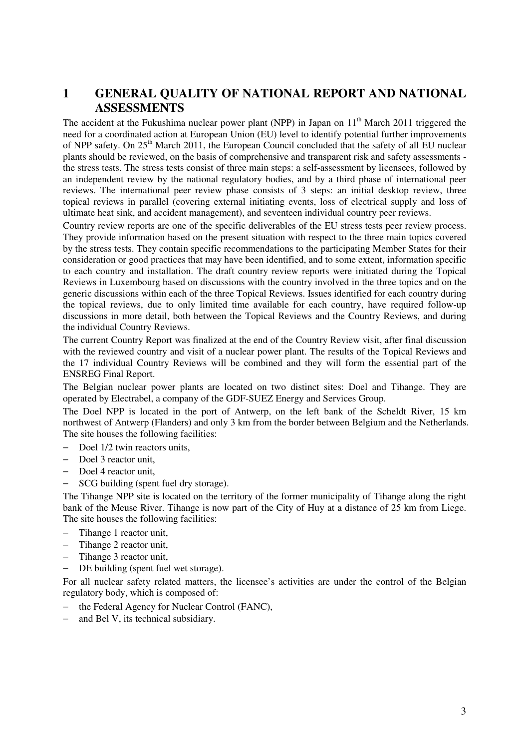# 1 GENERAL QUALITY OF NATIONAL REPORT AND NATIONAL ASSESSMENTS

The accident at the Fukushima nuclear power plant (NPP) in Japan on 11th March 2011 triggered the need for a coordinated action at European Union (EU) level to identify potential further improvements of NPP safety. On 25th March 2011, the European Council concluded that the safety of all EU nuclear plants should be reviewed, on the basis of comprehensive and transparent risk and safety assessments - the stress tests. The stress tests consist of three main steps: a self-assessment by licensees, followed by an independent review by the national regulatory bodies, and by a third phase of international peer reviews. The international peer review phase consists of 3 steps: an initial desktop review, three topical reviews in parallel (covering external initiating events, loss of electrical supply and loss of ultimate heat sink, and accident management), and seventeen individual country peer reviews.

Country review reports are one of the specific deliverables of the EU stress tests peer review process. They provide information based on the present situation with respect to the three main topics covered by the stress tests. They contain specific recommendations to the participating Member States for their consideration or good practices that may have been identified, and to some extent, information specific to each country and installation. The draft country review reports were initiated during the Topical Reviews in Luxembourg based on discussions with the country involved in the three topics and on the generic discussions within each of the three Topical Reviews. Issues identified for each country during the topical reviews, due to only limited time available for each country, have required follow-up discussions in more detail, both between the Topical Reviews and the Country Reviews, and during the individual Country Reviews.

The current Country Report was finalized at the end of the Country Review visit, after final discussion with the reviewed country and visit of a nuclear power plant. The results of the Topical Reviews and the 17 individual Country Reviews will be combined and they will form the essential part of the ENSREG Final Report.

The Belgian nuclear power plants are located on two distinct sites: Doel and Tihange. They are operated by Electrabel, a company of the GDF-SUEZ Energy and Services Group.

The Doel NPP is located in the port of Antwerp, on the left bank of the Scheldt River, 15 km northwest of Antwerp (Flanders) and only 3 km from the border between Belgium and the Netherlands. The site houses the following facilities:

- Doel 1/2 twin reactors units,
- Doel 3 reactor unit,
- Doel 4 reactor unit,
- SCG building (spent fuel dry storage).

The Tihange NPP site is located on the territory of the former municipality of Tihange along the right bank of the Meuse River. Tihange is now part of the City of Huy at a distance of 25 km from Liege. The site houses the following facilities:

- Tihange 1 reactor unit,
- Tihange 2 reactor unit,
- Tihange 3 reactor unit,
- DE building (spent fuel wet storage).

For all nuclear safety related matters, the licensee's activities are under the control of the Belgian regulatory body, which is composed of:

- the Federal Agency for Nuclear Control (FANC),
- and Bel V, its technical subsidiary.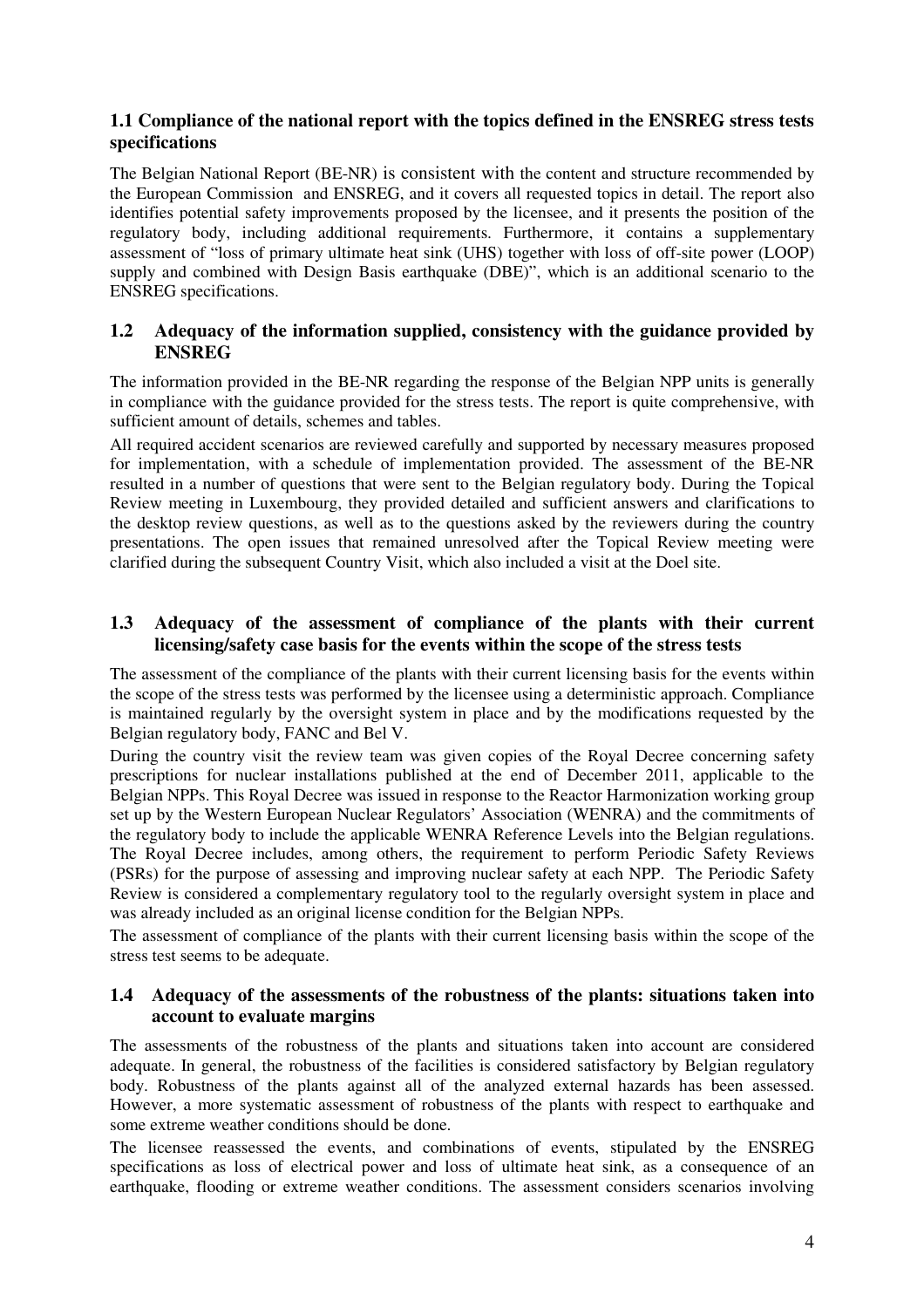### 1.1 Compliance of the national report with the topics defined in the ENSREG stress tests specifications

The Belgian National Report (BE-NR) is consistent with the content and structure recommended by the European Commission and ENSREG, and it covers all requested topics in detail. The report also identifies potential safety improvements proposed by the licensee, and it presents the position of the regulatory body, including additional requirements. Furthermore, it contains a supplementary assessment of "loss of primary ultimate heat sink (UHS) together with loss of off-site power (LOOP) supply and combined with Design Basis earthquake (DBE)", which is an additional scenario to the ENSREG specifications.

### 1.2 Adequacy of the information supplied, consistency with the guidance provided by ENSREG

The information provided in the BE-NR regarding the response of the Belgian NPP units is generally in compliance with the guidance provided for the stress tests. The report is quite comprehensive, with sufficient amount of details, schemes and tables.

All required accident scenarios are reviewed carefully and supported by necessary measures proposed for implementation, with a schedule of implementation provided. The assessment of the BE-NR resulted in a number of questions that were sent to the Belgian regulatory body. During the Topical Review meeting in Luxembourg, they provided detailed and sufficient answers and clarifications to the desktop review questions, as well as to the questions asked by the reviewers during the country presentations. The open issues that remained unresolved after the Topical Review meeting were clarified during the subsequent Country Visit, which also included a visit at the Doel site.

### 1.3 Adequacy of the assessment of compliance of the plants with their current licensing/safety case basis for the events within the scope of the stress tests

The assessment of the compliance of the plants with their current licensing basis for the events within the scope of the stress tests was performed by the licensee using a deterministic approach. Compliance is maintained regularly by the oversight system in place and by the modifications requested by the Belgian regulatory body, FANC and Bel V.

During the country visit the review team was given copies of the Royal Decree concerning safety prescriptions for nuclear installations published at the end of December 2011, applicable to the Belgian NPPs. This Royal Decree was issued in response to the Reactor Harmonization working group set up by the Western European Nuclear Regulators' Association (WENRA) and the commitments of the regulatory body to include the applicable WENRA Reference Levels into the Belgian regulations. The Royal Decree includes, among others, the requirement to perform Periodic Safety Reviews (PSRs) for the purpose of assessing and improving nuclear safety at each NPP. The Periodic Safety Review is considered a complementary regulatory tool to the regularly oversight system in place and was already included as an original license condition for the Belgian NPPs.

The assessment of compliance of the plants with their current licensing basis within the scope of the stress test seems to be adequate.

### 1.4 Adequacy of the assessments of the robustness of the plants: situations taken into account to evaluate margins

The assessments of the robustness of the plants and situations taken into account are considered adequate. In general, the robustness of the facilities is considered satisfactory by Belgian regulatory body. Robustness of the plants against all of the analyzed external hazards has been assessed. However, a more systematic assessment of robustness of the plants with respect to earthquake and some extreme weather conditions should be done.

The licensee reassessed the events, and combinations of events, stipulated by the ENSREG specifications as loss of electrical power and loss of ultimate heat sink, as a consequence of an earthquake, flooding or extreme weather conditions. The assessment considers scenarios involving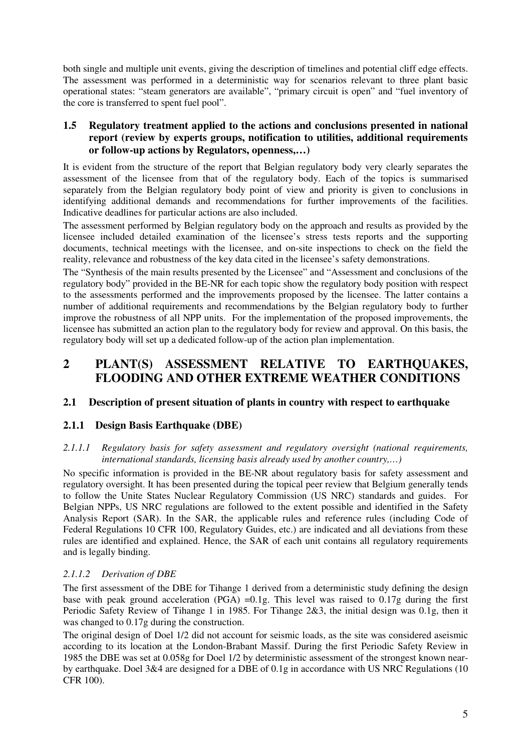both single and multiple unit events, giving the description of timelines and potential cliff edge effects. The assessment was performed in a deterministic way for scenarios relevant to three plant basic operational states: "steam generators are available", "primary circuit is open" and "fuel inventory of the core is transferred to spent fuel pool".

### 1.5 Regulatory treatment applied to the actions and conclusions presented in national report (review by experts groups, notification to utilities, additional requirements or follow-up actions by Regulators, openness,…)

It is evident from the structure of the report that Belgian regulatory body very clearly separates the assessment of the licensee from that of the regulatory body. Each of the topics is summarised separately from the Belgian regulatory body point of view and priority is given to conclusions in identifying additional demands and recommendations for further improvements of the facilities. Indicative deadlines for particular actions are also included.

The assessment performed by Belgian regulatory body on the approach and results as provided by the licensee included detailed examination of the licensee's stress tests reports and the supporting documents, technical meetings with the licensee, and on-site inspections to check on the field the reality, relevance and robustness of the key data cited in the licensee's safety demonstrations.

The "Synthesis of the main results presented by the Licensee" and "Assessment and conclusions of the regulatory body" provided in the BE-NR for each topic show the regulatory body position with respect to the assessments performed and the improvements proposed by the licensee. The latter contains a number of additional requirements and recommendations by the Belgian regulatory body to further improve the robustness of all NPP units. For the implementation of the proposed improvements, the licensee has submitted an action plan to the regulatory body for review and approval. On this basis, the regulatory body will set up a dedicated follow-up of the action plan implementation.

## 2 PLANT(S) ASSESSMENT RELATIVE TO EARTHQUAKES, FLOODING AND OTHER EXTREME WEATHER CONDITIONS

### 2.1 Description of present situation of plants in country with respect to earthquake

#### 2.1.1 Design Basis Earthquake (DBE)

##### *2.1.1.1 Regulatory basis for safety assessment and regulatory oversight (national requirements, international standards, licensing basis already used by another country,…)*

No specific information is provided in the BE-NR about regulatory basis for safety assessment and regulatory oversight. It has been presented during the topical peer review that Belgium generally tends to follow the Unite States Nuclear Regulatory Commission (US NRC) standards and guides. For Belgian NPPs, US NRC regulations are followed to the extent possible and identified in the Safety Analysis Report (SAR). In the SAR, the applicable rules and reference rules (including Code of Federal Regulations 10 CFR 100, Regulatory Guides, etc.) are indicated and all deviations from these rules are identified and explained. Hence, the SAR of each unit contains all regulatory requirements and is legally binding.

##### *2.1.1.2 Derivation of DBE*

The first assessment of the DBE for Tihange 1 derived from a deterministic study defining the design base with peak ground acceleration (PGA) =0.1g. This level was raised to 0.17g during the first Periodic Safety Review of Tihange 1 in 1985. For Tihange 2&3, the initial design was 0.1g, then it was changed to 0.17g during the construction.

The original design of Doel 1/2 did not account for seismic loads, as the site was considered aseismic according to its location at the London-Brabant Massif. During the first Periodic Safety Review in 1985 the DBE was set at 0.058g for Doel 1/2 by deterministic assessment of the strongest known near-by earthquake. Doel 3&4 are designed for a DBE of 0.1g in accordance with US NRC Regulations (10 CFR 100).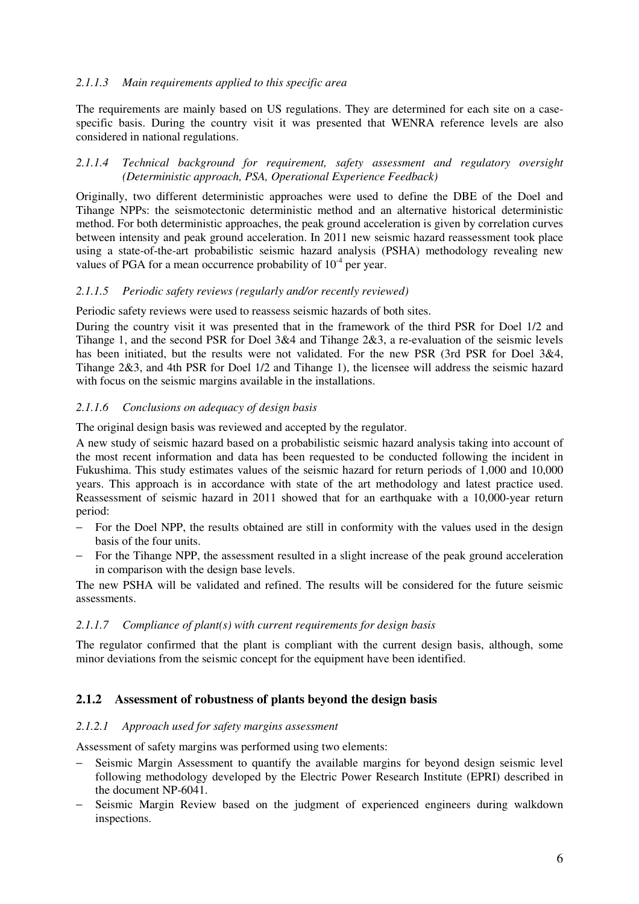#### *2.1.1.3 Main requirements applied to this specific area*

The requirements are mainly based on US regulations. They are determined for each site on a case-specific basis. During the country visit it was presented that WENRA reference levels are also considered in national regulations.

#### *2.1.1.4 Technical background for requirement, safety assessment and regulatory oversight (Deterministic approach, PSA, Operational Experience Feedback)*

Originally, two different deterministic approaches were used to define the DBE of the Doel and Tihange NPPs: the seismotectonic deterministic method and an alternative historical deterministic method. For both deterministic approaches, the peak ground acceleration is given by correlation curves between intensity and peak ground acceleration. In 2011 new seismic hazard reassessment took place using a state-of-the-art probabilistic seismic hazard analysis (PSHA) methodology revealing new values of PGA for a mean occurrence probability of $10^{-4}$ per year.

#### *2.1.1.5 Periodic safety reviews (regularly and/or recently reviewed)*

Periodic safety reviews were used to reassess seismic hazards of both sites.

During the country visit it was presented that in the framework of the third PSR for Doel 1/2 and Tihange 1, and the second PSR for Doel 3&4 and Tihange 2&3, a re-evaluation of the seismic levels has been initiated, but the results were not validated. For the new PSR (3rd PSR for Doel 3&4, Tihange 2&3, and 4th PSR for Doel 1/2 and Tihange 1), the licensee will address the seismic hazard with focus on the seismic margins available in the installations.

#### *2.1.1.6 Conclusions on adequacy of design basis*

The original design basis was reviewed and accepted by the regulator.

A new study of seismic hazard based on a probabilistic seismic hazard analysis taking into account of the most recent information and data has been requested to be conducted following the incident in Fukushima. This study estimates values of the seismic hazard for return periods of 1,000 and 10,000 years. This approach is in accordance with state of the art methodology and latest practice used. Reassessment of seismic hazard in 2011 showed that for an earthquake with a 10,000-year return period:

- For the Doel NPP, the results obtained are still in conformity with the values used in the design basis of the four units.
- For the Tihange NPP, the assessment resulted in a slight increase of the peak ground acceleration in comparison with the design base levels.

The new PSHA will be validated and refined. The results will be considered for the future seismic assessments.

#### *2.1.1.7 Compliance of plant(s) with current requirements for design basis*

The regulator confirmed that the plant is compliant with the current design basis, although, some minor deviations from the seismic concept for the equipment have been identified.

### **2.1.2 Assessment of robustness of plants beyond the design basis**

#### *2.1.2.1 Approach used for safety margins assessment*

Assessment of safety margins was performed using two elements:

- Seismic Margin Assessment to quantify the available margins for beyond design seismic level following methodology developed by the Electric Power Research Institute (EPRI) described in the document NP-6041.
- Seismic Margin Review based on the judgment of experienced engineers during walkdown inspections.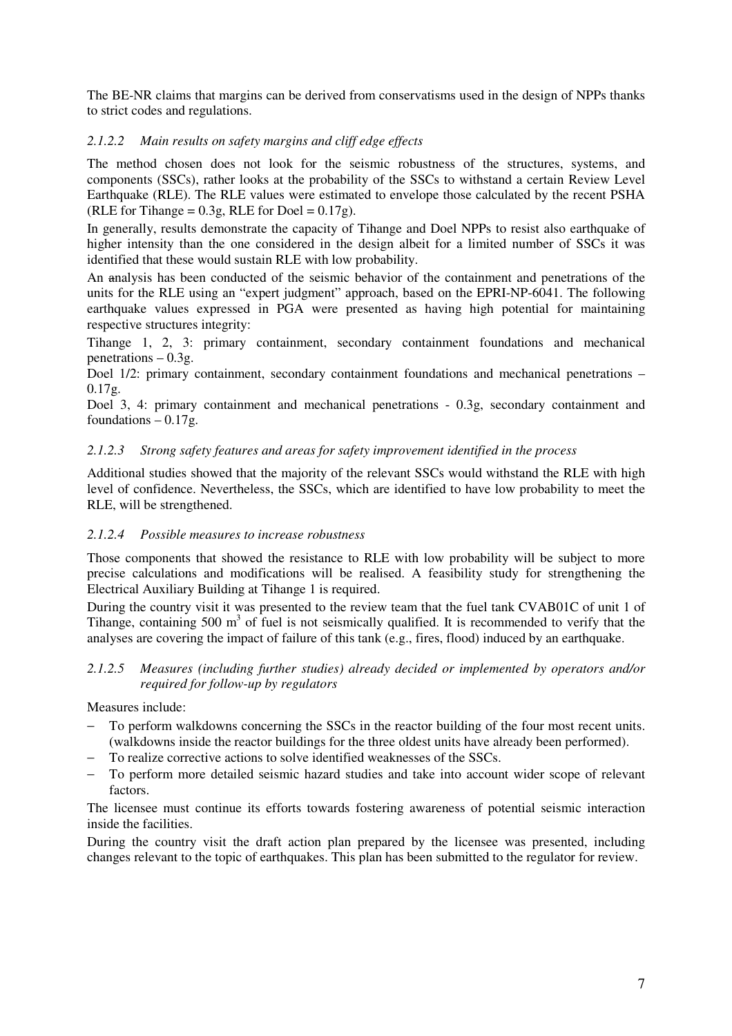The BE-NR claims that margins can be derived from conservatisms used in the design of NPPs thanks to strict codes and regulations.

#### *2.1.2.2 Main results on safety margins and cliff edge effects*

The method chosen does not look for the seismic robustness of the structures, systems, and components (SSCs), rather looks at the probability of the SSCs to withstand a certain Review Level Earthquake (RLE). The RLE values were estimated to envelope those calculated by the recent PSHA (RLE for Tihange = 0.3g, RLE for Doel = 0.17g).

In generally, results demonstrate the capacity of Tihange and Doel NPPs to resist also earthquake of higher intensity than the one considered in the design albeit for a limited number of SSCs it was identified that these would sustain RLE with low probability.

An analysis has been conducted of the seismic behavior of the containment and penetrations of the units for the RLE using an "expert judgment" approach, based on the EPRI-NP-6041. The following earthquake values expressed in PGA were presented as having high potential for maintaining respective structures integrity:

Tihange 1, 2, 3: primary containment, secondary containment foundations and mechanical penetrations – 0.3g.

Doel 1/2: primary containment, secondary containment foundations and mechanical penetrations – 0.17g.

Doel 3, 4: primary containment and mechanical penetrations - 0.3g, secondary containment and foundations – 0.17g.

#### *2.1.2.3 Strong safety features and areas for safety improvement identified in the process*

Additional studies showed that the majority of the relevant SSCs would withstand the RLE with high level of confidence. Nevertheless, the SSCs, which are identified to have low probability to meet the RLE, will be strengthened.

#### *2.1.2.4 Possible measures to increase robustness*

Those components that showed the resistance to RLE with low probability will be subject to more precise calculations and modifications will be realised. A feasibility study for strengthening the Electrical Auxiliary Building at Tihange 1 is required.

During the country visit it was presented to the review team that the fuel tank CVAB01C of unit 1 of Tihange, containing 500 $m^3$ of fuel is not seismically qualified. It is recommended to verify that the analyses are covering the impact of failure of this tank (e.g., fires, flood) induced by an earthquake.

#### *2.1.2.5 Measures (including further studies) already decided or implemented by operators and/or required for follow-up by regulators*

Measures include:

- To perform walkdowns concerning the SSCs in the reactor building of the four most recent units. (walkdowns inside the reactor buildings for the three oldest units have already been performed).
- To realize corrective actions to solve identified weaknesses of the SSCs.
- To perform more detailed seismic hazard studies and take into account wider scope of relevant factors.

The licensee must continue its efforts towards fostering awareness of potential seismic interaction inside the facilities.

During the country visit the draft action plan prepared by the licensee was presented, including changes relevant to the topic of earthquakes. This plan has been submitted to the regulator for review.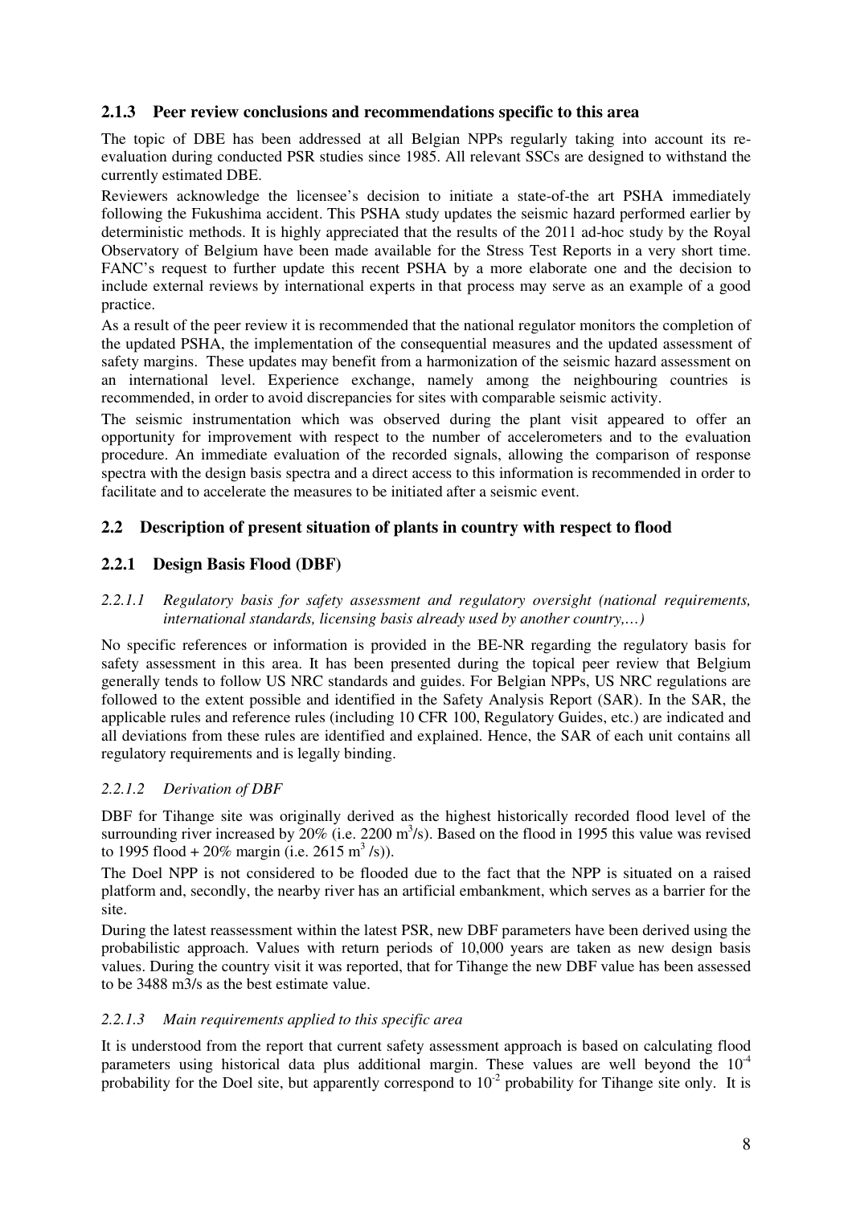### 2.1.3 Peer review conclusions and recommendations specific to this area

The topic of DBE has been addressed at all Belgian NPPs regularly taking into account its re-evaluation during conducted PSR studies since 1985. All relevant SSCs are designed to withstand the currently estimated DBE.

Reviewers acknowledge the licensee's decision to initiate a state-of-the art PSHA immediately following the Fukushima accident. This PSHA study updates the seismic hazard performed earlier by deterministic methods. It is highly appreciated that the results of the 2011 ad-hoc study by the Royal Observatory of Belgium have been made available for the Stress Test Reports in a very short time. FANC's request to further update this recent PSHA by a more elaborate one and the decision to include external reviews by international experts in that process may serve as an example of a good practice.

As a result of the peer review it is recommended that the national regulator monitors the completion of the updated PSHA, the implementation of the consequential measures and the updated assessment of safety margins. These updates may benefit from a harmonization of the seismic hazard assessment on an international level. Experience exchange, namely among the neighbouring countries is recommended, in order to avoid discrepancies for sites with comparable seismic activity.

The seismic instrumentation which was observed during the plant visit appeared to offer an opportunity for improvement with respect to the number of accelerometers and to the evaluation procedure. An immediate evaluation of the recorded signals, allowing the comparison of response spectra with the design basis spectra and a direct access to this information is recommended in order to facilitate and to accelerate the measures to be initiated after a seismic event.

## 2.2 Description of present situation of plants in country with respect to flood

### 2.2.1 Design Basis Flood (DBF)

#### *2.2.1.1 Regulatory basis for safety assessment and regulatory oversight (national requirements, international standards, licensing basis already used by another country,…)*

No specific references or information is provided in the BE-NR regarding the regulatory basis for safety assessment in this area. It has been presented during the topical peer review that Belgium generally tends to follow US NRC standards and guides. For Belgian NPPs, US NRC regulations are followed to the extent possible and identified in the Safety Analysis Report (SAR). In the SAR, the applicable rules and reference rules (including 10 CFR 100, Regulatory Guides, etc.) are indicated and all deviations from these rules are identified and explained. Hence, the SAR of each unit contains all regulatory requirements and is legally binding.

#### *2.2.1.2 Derivation of DBF*

DBF for Tihange site was originally derived as the highest historically recorded flood level of the surrounding river increased by 20% (i.e. 2200 $m^3$/s). Based on the flood in 1995 this value was revised to 1995 flood + 20% margin (i.e. 2615 $m^3$ /s)).

The Doel NPP is not considered to be flooded due to the fact that the NPP is situated on a raised platform and, secondly, the nearby river has an artificial embankment, which serves as a barrier for the site.

During the latest reassessment within the latest PSR, new DBF parameters have been derived using the probabilistic approach. Values with return periods of 10,000 years are taken as new design basis values. During the country visit it was reported, that for Tihange the new DBF value has been assessed to be 3488 m3/s as the best estimate value.

#### *2.2.1.3 Main requirements applied to this specific area*

It is understood from the report that current safety assessment approach is based on calculating flood parameters using historical data plus additional margin. These values are well beyond the $10^{-4}$ probability for the Doel site, but apparently correspond to $10^{-2}$ probability for Tihange site only. It is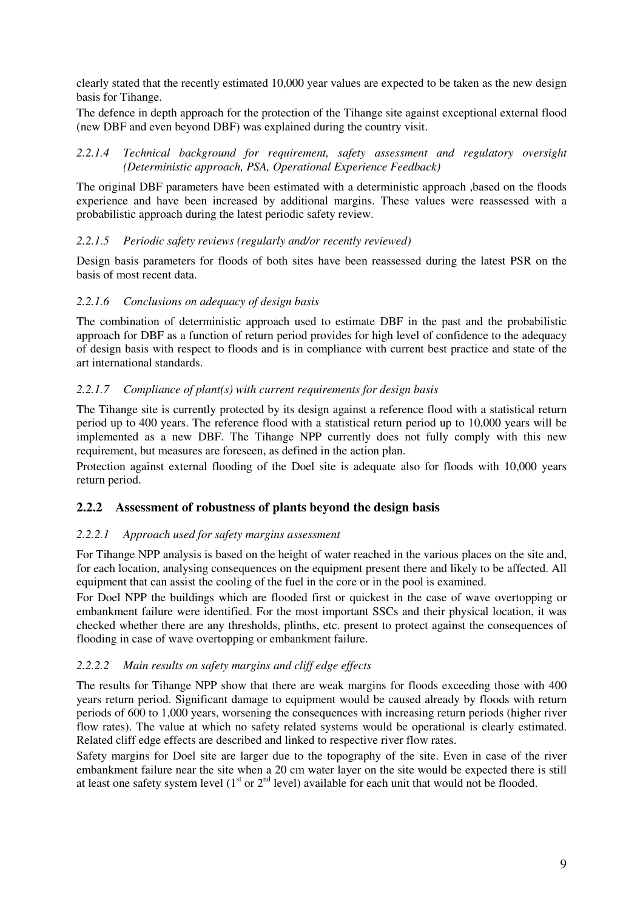clearly stated that the recently estimated 10,000 year values are expected to be taken as the new design basis for Tihange.

The defence in depth approach for the protection of the Tihange site against exceptional external flood (new DBF and even beyond DBF) was explained during the country visit.

#### *2.2.1.4 Technical background for requirement, safety assessment and regulatory oversight (Deterministic approach, PSA, Operational Experience Feedback)*

The original DBF parameters have been estimated with a deterministic approach ,based on the floods experience and have been increased by additional margins. These values were reassessed with a probabilistic approach during the latest periodic safety review.

#### *2.2.1.5 Periodic safety reviews (regularly and/or recently reviewed)*

Design basis parameters for floods of both sites have been reassessed during the latest PSR on the basis of most recent data.

#### *2.2.1.6 Conclusions on adequacy of design basis*

The combination of deterministic approach used to estimate DBF in the past and the probabilistic approach for DBF as a function of return period provides for high level of confidence to the adequacy of design basis with respect to floods and is in compliance with current best practice and state of the art international standards.

#### *2.2.1.7 Compliance of plant(s) with current requirements for design basis*

The Tihange site is currently protected by its design against a reference flood with a statistical return period up to 400 years. The reference flood with a statistical return period up to 10,000 years will be implemented as a new DBF. The Tihange NPP currently does not fully comply with this new requirement, but measures are foreseen, as defined in the action plan.

Protection against external flooding of the Doel site is adequate also for floods with 10,000 years return period.

### 2.2.2 Assessment of robustness of plants beyond the design basis

#### *2.2.2.1 Approach used for safety margins assessment*

For Tihange NPP analysis is based on the height of water reached in the various places on the site and, for each location, analysing consequences on the equipment present there and likely to be affected. All equipment that can assist the cooling of the fuel in the core or in the pool is examined.

For Doel NPP the buildings which are flooded first or quickest in the case of wave overtopping or embankment failure were identified. For the most important SSCs and their physical location, it was checked whether there are any thresholds, plinths, etc. present to protect against the consequences of flooding in case of wave overtopping or embankment failure.

#### *2.2.2.2 Main results on safety margins and cliff edge effects*

The results for Tihange NPP show that there are weak margins for floods exceeding those with 400 years return period. Significant damage to equipment would be caused already by floods with return periods of 600 to 1,000 years, worsening the consequences with increasing return periods (higher river flow rates). The value at which no safety related systems would be operational is clearly estimated. Related cliff edge effects are described and linked to respective river flow rates.

Safety margins for Doel site are larger due to the topography of the site. Even in case of the river embankment failure near the site when a 20 cm water layer on the site would be expected there is still at least one safety system level (1st or 2nd level) available for each unit that would not be flooded.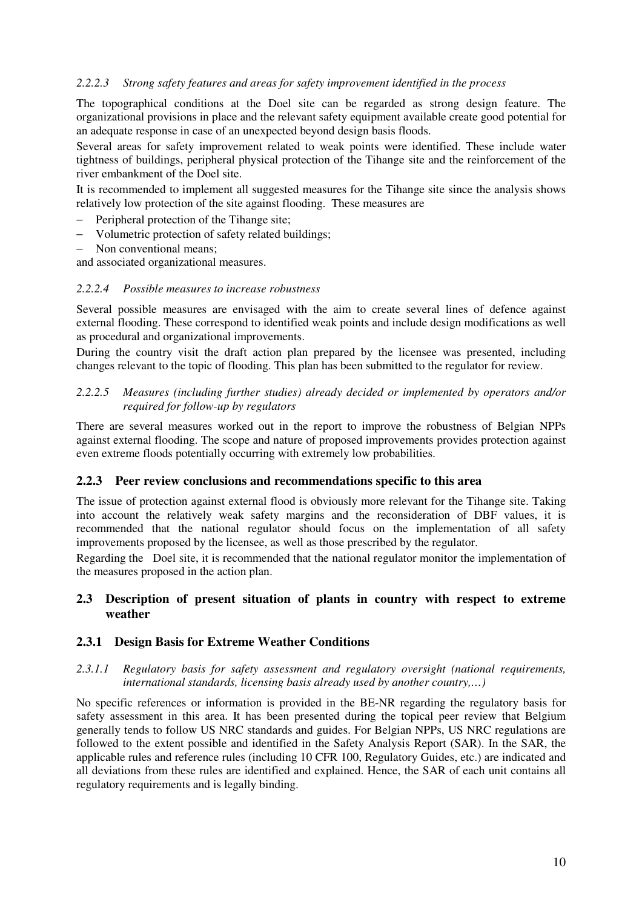#### *2.2.2.3 Strong safety features and areas for safety improvement identified in the process*

The topographical conditions at the Doel site can be regarded as strong design feature. The organizational provisions in place and the relevant safety equipment available create good potential for an adequate response in case of an unexpected beyond design basis floods.

Several areas for safety improvement related to weak points were identified. These include water tightness of buildings, peripheral physical protection of the Tihange site and the reinforcement of the river embankment of the Doel site.

It is recommended to implement all suggested measures for the Tihange site since the analysis shows relatively low protection of the site against flooding. These measures are

- Peripheral protection of the Tihange site;
- Volumetric protection of safety related buildings;
- Non conventional means;

and associated organizational measures.

#### *2.2.2.4 Possible measures to increase robustness*

Several possible measures are envisaged with the aim to create several lines of defence against external flooding. These correspond to identified weak points and include design modifications as well as procedural and organizational improvements.

During the country visit the draft action plan prepared by the licensee was presented, including changes relevant to the topic of flooding. This plan has been submitted to the regulator for review.

#### *2.2.2.5 Measures (including further studies) already decided or implemented by operators and/or required for follow-up by regulators*

There are several measures worked out in the report to improve the robustness of Belgian NPPs against external flooding. The scope and nature of proposed improvements provides protection against even extreme floods potentially occurring with extremely low probabilities.

### 2.2.3 Peer review conclusions and recommendations specific to this area

The issue of protection against external flood is obviously more relevant for the Tihange site. Taking into account the relatively weak safety margins and the reconsideration of DBF values, it is recommended that the national regulator should focus on the implementation of all safety improvements proposed by the licensee, as well as those prescribed by the regulator.

Regarding the Doel site, it is recommended that the national regulator monitor the implementation of the measures proposed in the action plan.

## 2.3 Description of present situation of plants in country with respect to extreme weather

### 2.3.1 Design Basis for Extreme Weather Conditions

#### *2.3.1.1 Regulatory basis for safety assessment and regulatory oversight (national requirements, international standards, licensing basis already used by another country,…)*

No specific references or information is provided in the BE-NR regarding the regulatory basis for safety assessment in this area. It has been presented during the topical peer review that Belgium generally tends to follow US NRC standards and guides. For Belgian NPPs, US NRC regulations are followed to the extent possible and identified in the Safety Analysis Report (SAR). In the SAR, the applicable rules and reference rules (including 10 CFR 100, Regulatory Guides, etc.) are indicated and all deviations from these rules are identified and explained. Hence, the SAR of each unit contains all regulatory requirements and is legally binding.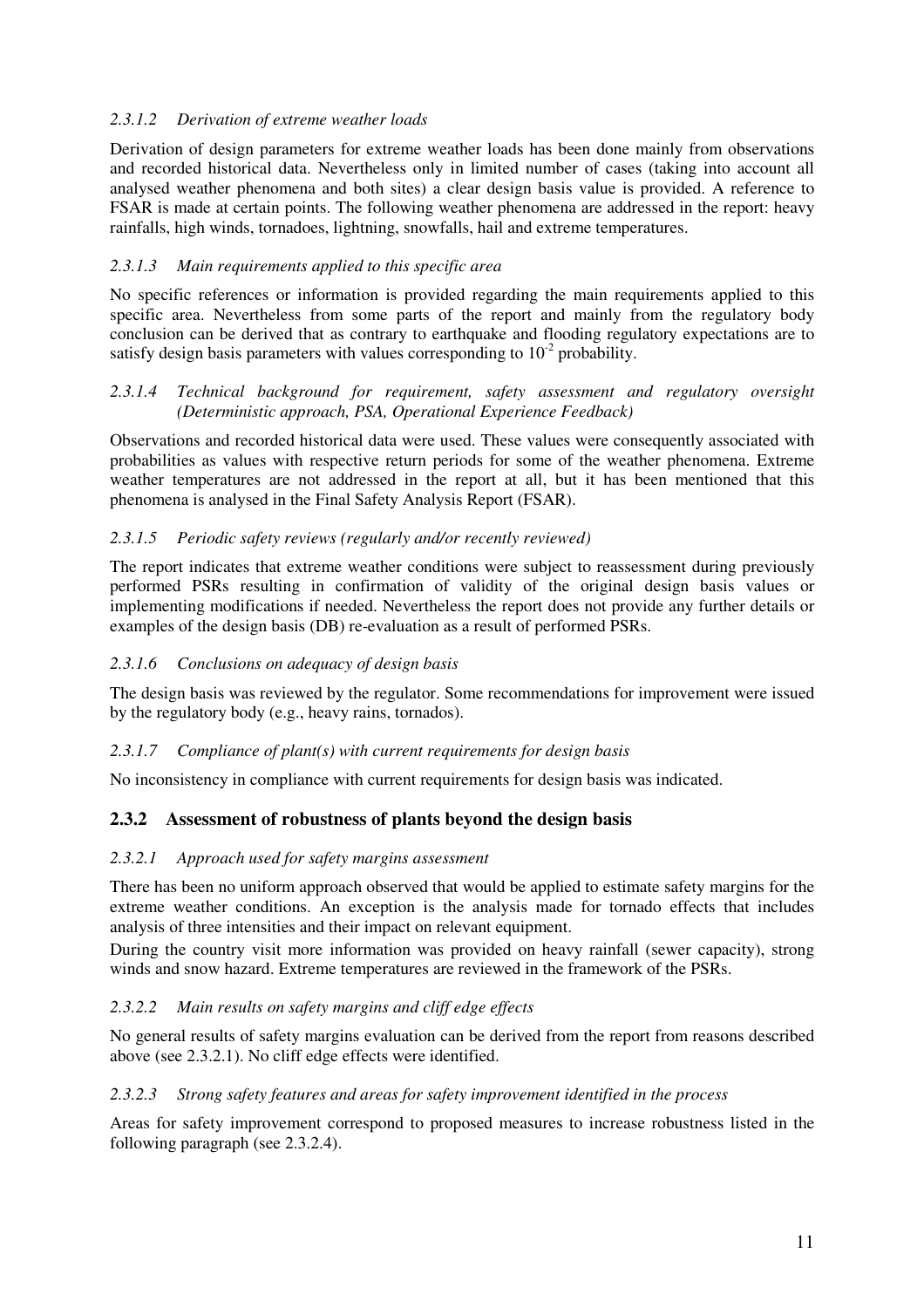#### *2.3.1.2 Derivation of extreme weather loads*

Derivation of design parameters for extreme weather loads has been done mainly from observations and recorded historical data. Nevertheless only in limited number of cases (taking into account all analysed weather phenomena and both sites) a clear design basis value is provided. A reference to FSAR is made at certain points. The following weather phenomena are addressed in the report: heavy rainfalls, high winds, tornadoes, lightning, snowfalls, hail and extreme temperatures.

#### *2.3.1.3 Main requirements applied to this specific area*

No specific references or information is provided regarding the main requirements applied to this specific area. Nevertheless from some parts of the report and mainly from the regulatory body conclusion can be derived that as contrary to earthquake and flooding regulatory expectations are to satisfy design basis parameters with values corresponding to $10^{-2}$ probability.

#### *2.3.1.4 Technical background for requirement, safety assessment and regulatory oversight (Deterministic approach, PSA, Operational Experience Feedback)*

Observations and recorded historical data were used. These values were consequently associated with probabilities as values with respective return periods for some of the weather phenomena. Extreme weather temperatures are not addressed in the report at all, but it has been mentioned that this phenomena is analysed in the Final Safety Analysis Report (FSAR).

#### *2.3.1.5 Periodic safety reviews (regularly and/or recently reviewed)*

The report indicates that extreme weather conditions were subject to reassessment during previously performed PSRs resulting in confirmation of validity of the original design basis values or implementing modifications if needed. Nevertheless the report does not provide any further details or examples of the design basis (DB) re-evaluation as a result of performed PSRs.

#### *2.3.1.6 Conclusions on adequacy of design basis*

The design basis was reviewed by the regulator. Some recommendations for improvement were issued by the regulatory body (e.g., heavy rains, tornados).

#### *2.3.1.7 Compliance of plant(s) with current requirements for design basis*

No inconsistency in compliance with current requirements for design basis was indicated.

### 2.3.2 Assessment of robustness of plants beyond the design basis

#### *2.3.2.1 Approach used for safety margins assessment*

There has been no uniform approach observed that would be applied to estimate safety margins for the extreme weather conditions. An exception is the analysis made for tornado effects that includes analysis of three intensities and their impact on relevant equipment.

During the country visit more information was provided on heavy rainfall (sewer capacity), strong winds and snow hazard. Extreme temperatures are reviewed in the framework of the PSRs.

#### *2.3.2.2 Main results on safety margins and cliff edge effects*

No general results of safety margins evaluation can be derived from the report from reasons described above (see 2.3.2.1). No cliff edge effects were identified.

#### *2.3.2.3 Strong safety features and areas for safety improvement identified in the process*

Areas for safety improvement correspond to proposed measures to increase robustness listed in the following paragraph (see 2.3.2.4).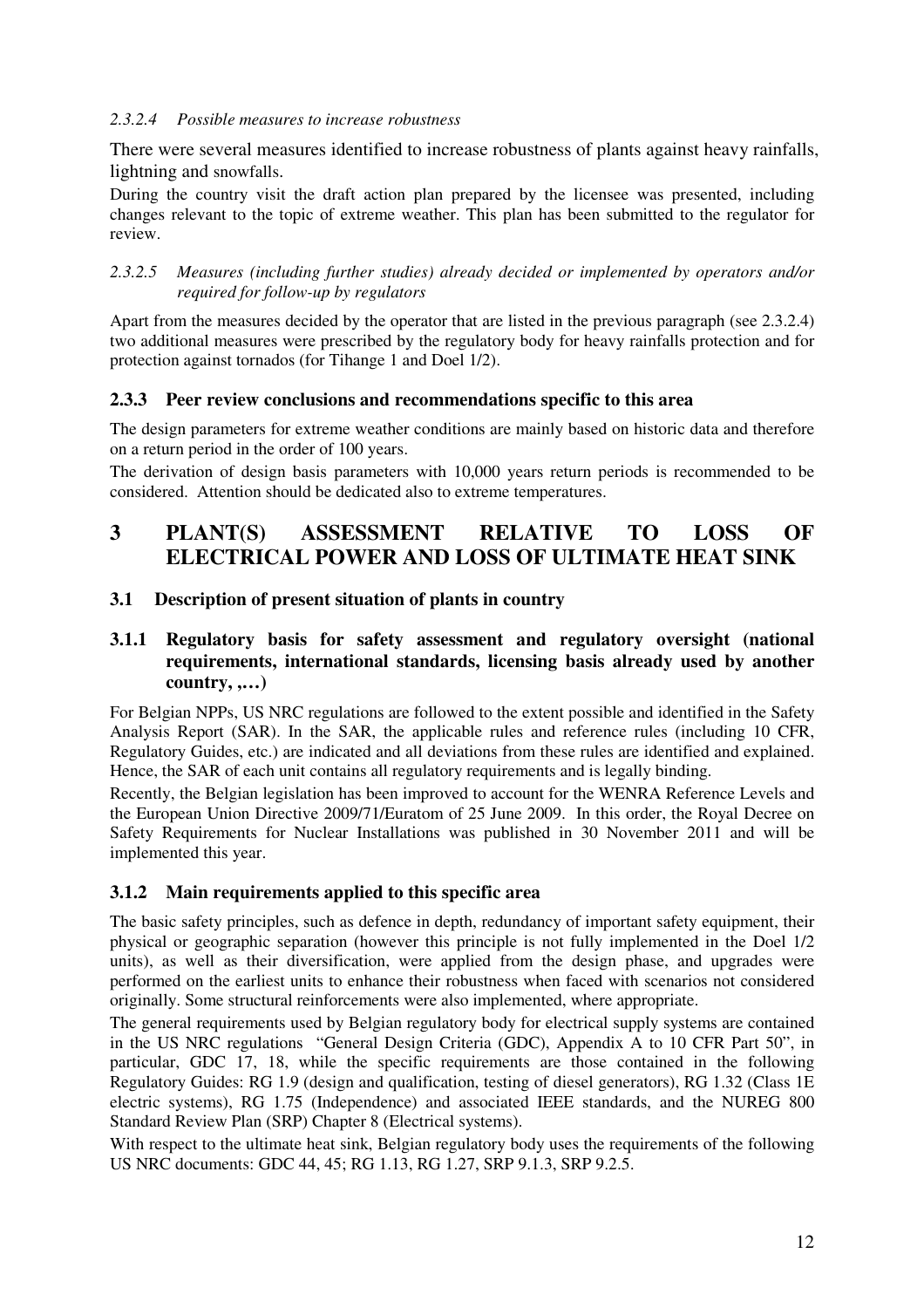#### *2.3.2.4 Possible measures to increase robustness*

There were several measures identified to increase robustness of plants against heavy rainfalls, lightning and snowfalls.

During the country visit the draft action plan prepared by the licensee was presented, including changes relevant to the topic of extreme weather. This plan has been submitted to the regulator for review.

#### *2.3.2.5 Measures (including further studies) already decided or implemented by operators and/or required for follow-up by regulators*

Apart from the measures decided by the operator that are listed in the previous paragraph (see 2.3.2.4) two additional measures were prescribed by the regulatory body for heavy rainfalls protection and for protection against tornados (for Tihange 1 and Doel 1/2).

### 2.3.3 Peer review conclusions and recommendations specific to this area

The design parameters for extreme weather conditions are mainly based on historic data and therefore on a return period in the order of 100 years.

The derivation of design basis parameters with 10,000 years return periods is recommended to be considered. Attention should be dedicated also to extreme temperatures.

# 3 PLANT(S) ASSESSMENT RELATIVE TO LOSS OF ELECTRICAL POWER AND LOSS OF ULTIMATE HEAT SINK

## 3.1 Description of present situation of plants in country

### 3.1.1 Regulatory basis for safety assessment and regulatory oversight (national requirements, international standards, licensing basis already used by another country, ,…)

For Belgian NPPs, US NRC regulations are followed to the extent possible and identified in the Safety Analysis Report (SAR). In the SAR, the applicable rules and reference rules (including 10 CFR, Regulatory Guides, etc.) are indicated and all deviations from these rules are identified and explained. Hence, the SAR of each unit contains all regulatory requirements and is legally binding.

Recently, the Belgian legislation has been improved to account for the WENRA Reference Levels and the European Union Directive 2009/71/Euratom of 25 June 2009. In this order, the Royal Decree on Safety Requirements for Nuclear Installations was published in 30 November 2011 and will be implemented this year.

### 3.1.2 Main requirements applied to this specific area

The basic safety principles, such as defence in depth, redundancy of important safety equipment, their physical or geographic separation (however this principle is not fully implemented in the Doel 1/2 units), as well as their diversification, were applied from the design phase, and upgrades were performed on the earliest units to enhance their robustness when faced with scenarios not considered originally. Some structural reinforcements were also implemented, where appropriate.

The general requirements used by Belgian regulatory body for electrical supply systems are contained in the US NRC regulations "General Design Criteria (GDC), Appendix A to 10 CFR Part 50", in particular, GDC 17, 18, while the specific requirements are those contained in the following Regulatory Guides: RG 1.9 (design and qualification, testing of diesel generators), RG 1.32 (Class 1E electric systems), RG 1.75 (Independence) and associated IEEE standards, and the NUREG 800 Standard Review Plan (SRP) Chapter 8 (Electrical systems).

With respect to the ultimate heat sink, Belgian regulatory body uses the requirements of the following US NRC documents: GDC 44, 45; RG 1.13, RG 1.27, SRP 9.1.3, SRP 9.2.5.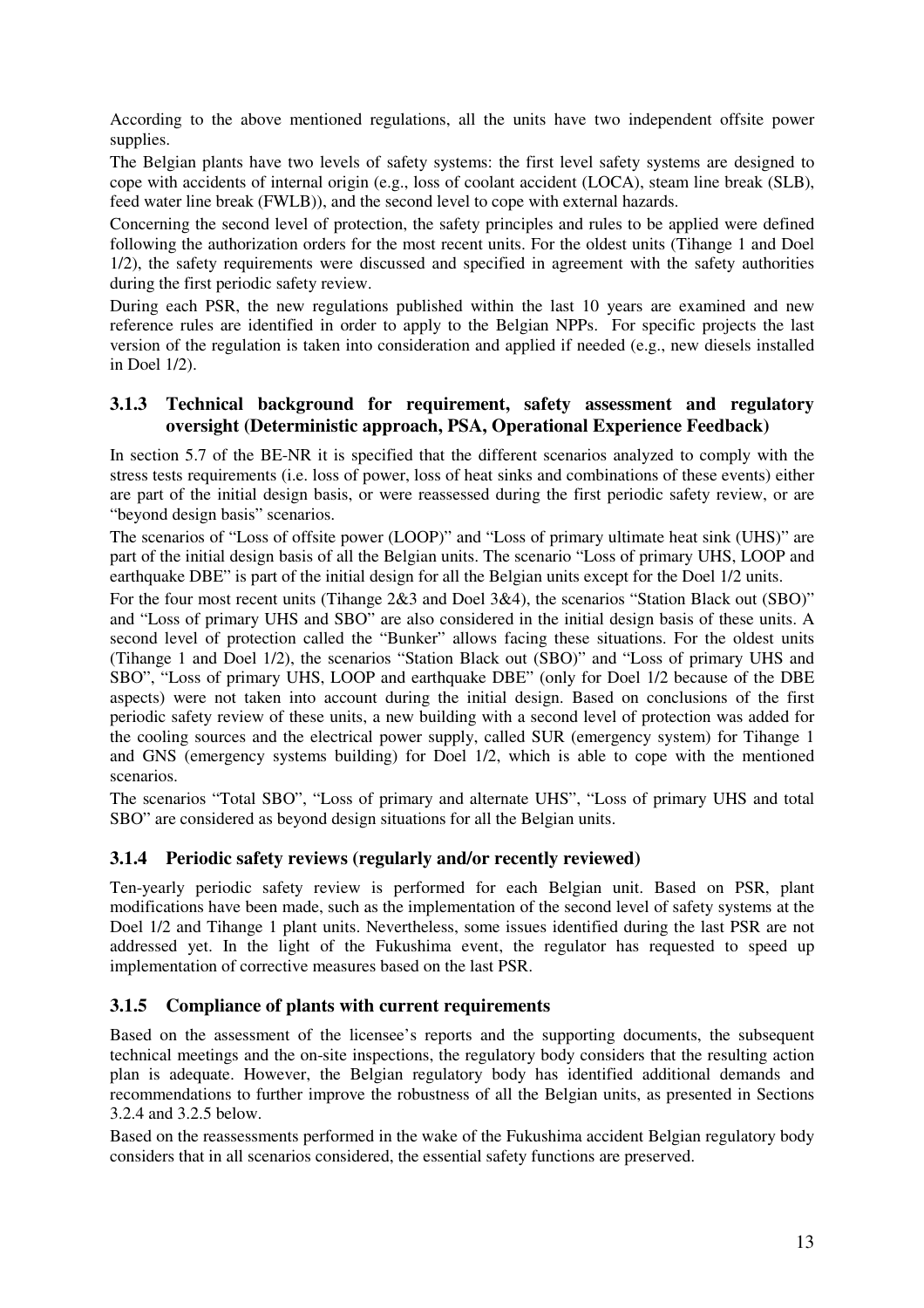According to the above mentioned regulations, all the units have two independent offsite power supplies.

The Belgian plants have two levels of safety systems: the first level safety systems are designed to cope with accidents of internal origin (e.g., loss of coolant accident (LOCA), steam line break (SLB), feed water line break (FWLB)), and the second level to cope with external hazards.

Concerning the second level of protection, the safety principles and rules to be applied were defined following the authorization orders for the most recent units. For the oldest units (Tihange 1 and Doel 1/2), the safety requirements were discussed and specified in agreement with the safety authorities during the first periodic safety review.

During each PSR, the new regulations published within the last 10 years are examined and new reference rules are identified in order to apply to the Belgian NPPs. For specific projects the last version of the regulation is taken into consideration and applied if needed (e.g., new diesels installed in Doel 1/2).

### 3.1.3 Technical background for requirement, safety assessment and regulatory oversight (Deterministic approach, PSA, Operational Experience Feedback)

In section 5.7 of the BE-NR it is specified that the different scenarios analyzed to comply with the stress tests requirements (i.e. loss of power, loss of heat sinks and combinations of these events) either are part of the initial design basis, or were reassessed during the first periodic safety review, or are "beyond design basis" scenarios.

The scenarios of "Loss of offsite power (LOOP)" and "Loss of primary ultimate heat sink (UHS)" are part of the initial design basis of all the Belgian units. The scenario "Loss of primary UHS, LOOP and earthquake DBE" is part of the initial design for all the Belgian units except for the Doel 1/2 units.

For the four most recent units (Tihange 2&3 and Doel 3&4), the scenarios "Station Black out (SBO)" and "Loss of primary UHS and SBO" are also considered in the initial design basis of these units. A second level of protection called the "Bunker" allows facing these situations. For the oldest units (Tihange 1 and Doel 1/2), the scenarios "Station Black out (SBO)" and "Loss of primary UHS and SBO", "Loss of primary UHS, LOOP and earthquake DBE" (only for Doel 1/2 because of the DBE aspects) were not taken into account during the initial design. Based on conclusions of the first periodic safety review of these units, a new building with a second level of protection was added for the cooling sources and the electrical power supply, called SUR (emergency system) for Tihange 1 and GNS (emergency systems building) for Doel 1/2, which is able to cope with the mentioned scenarios.

The scenarios "Total SBO", "Loss of primary and alternate UHS", "Loss of primary UHS and total SBO" are considered as beyond design situations for all the Belgian units.

### 3.1.4 Periodic safety reviews (regularly and/or recently reviewed)

Ten-yearly periodic safety review is performed for each Belgian unit. Based on PSR, plant modifications have been made, such as the implementation of the second level of safety systems at the Doel 1/2 and Tihange 1 plant units. Nevertheless, some issues identified during the last PSR are not addressed yet. In the light of the Fukushima event, the regulator has requested to speed up implementation of corrective measures based on the last PSR.

### 3.1.5 Compliance of plants with current requirements

Based on the assessment of the licensee's reports and the supporting documents, the subsequent technical meetings and the on-site inspections, the regulatory body considers that the resulting action plan is adequate. However, the Belgian regulatory body has identified additional demands and recommendations to further improve the robustness of all the Belgian units, as presented in Sections 3.2.4 and 3.2.5 below.

Based on the reassessments performed in the wake of the Fukushima accident Belgian regulatory body considers that in all scenarios considered, the essential safety functions are preserved.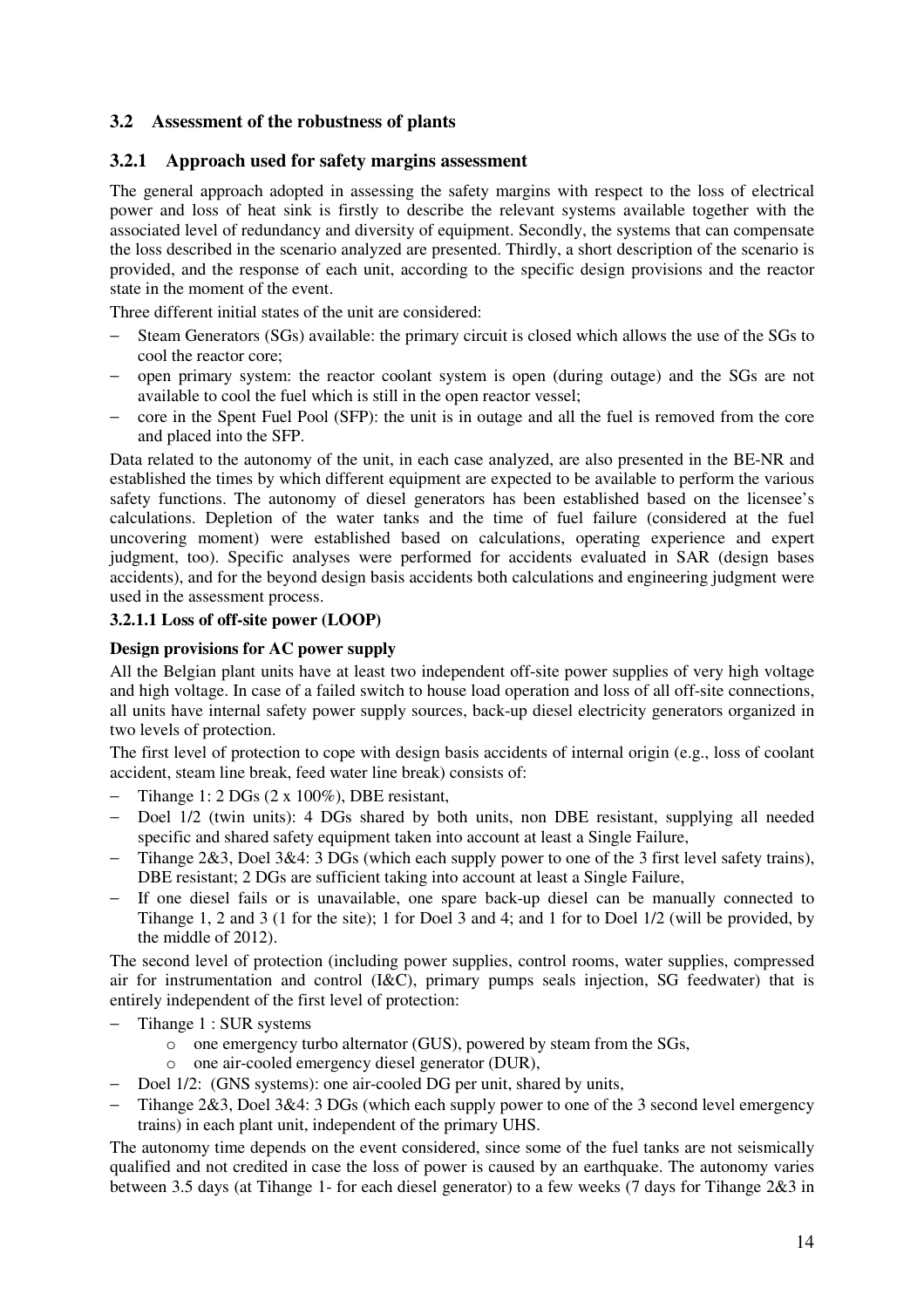## 3.2 Assessment of the robustness of plants

### 3.2.1 Approach used for safety margins assessment

The general approach adopted in assessing the safety margins with respect to the loss of electrical power and loss of heat sink is firstly to describe the relevant systems available together with the associated level of redundancy and diversity of equipment. Secondly, the systems that can compensate the loss described in the scenario analyzed are presented. Thirdly, a short description of the scenario is provided, and the response of each unit, according to the specific design provisions and the reactor state in the moment of the event.

Three different initial states of the unit are considered:

- Steam Generators (SGs) available: the primary circuit is closed which allows the use of the SGs to cool the reactor core;
- open primary system: the reactor coolant system is open (during outage) and the SGs are not available to cool the fuel which is still in the open reactor vessel;
- core in the Spent Fuel Pool (SFP): the unit is in outage and all the fuel is removed from the core and placed into the SFP.

Data related to the autonomy of the unit, in each case analyzed, are also presented in the BE-NR and established the times by which different equipment are expected to be available to perform the various safety functions. The autonomy of diesel generators has been established based on the licensee's calculations. Depletion of the water tanks and the time of fuel failure (considered at the fuel uncovering moment) were established based on calculations, operating experience and expert judgment, too). Specific analyses were performed for accidents evaluated in SAR (design bases accidents), and for the beyond design basis accidents both calculations and engineering judgment were used in the assessment process.

**3.2.1.1 Loss of off-site power (LOOP)**

**Design provisions for AC power supply**

All the Belgian plant units have at least two independent off-site power supplies of very high voltage and high voltage. In case of a failed switch to house load operation and loss of all off-site connections, all units have internal safety power supply sources, back-up diesel electricity generators organized in two levels of protection.

The first level of protection to cope with design basis accidents of internal origin (e.g., loss of coolant accident, steam line break, feed water line break) consists of:

- Tihange 1: 2 DGs (2 x 100%), DBE resistant,
- Doel 1/2 (twin units): 4 DGs shared by both units, non DBE resistant, supplying all needed specific and shared safety equipment taken into account at least a Single Failure,
- Tihange 2&3, Doel 3&4: 3 DGs (which each supply power to one of the 3 first level safety trains), DBE resistant; 2 DGs are sufficient taking into account at least a Single Failure,
- If one diesel fails or is unavailable, one spare back-up diesel can be manually connected to Tihange 1, 2 and 3 (1 for the site); 1 for Doel 3 and 4; and 1 for to Doel 1/2 (will be provided, by the middle of 2012).

The second level of protection (including power supplies, control rooms, water supplies, compressed air for instrumentation and control (I&C), primary pumps seals injection, SG feedwater) that is entirely independent of the first level of protection:

- Tihange 1 : SUR systems
  - one emergency turbo alternator (GUS), powered by steam from the SGs,
  - one air-cooled emergency diesel generator (DUR),
- Doel 1/2: (GNS systems): one air-cooled DG per unit, shared by units,
- Tihange 2&3, Doel 3&4: 3 DGs (which each supply power to one of the 3 second level emergency trains) in each plant unit, independent of the primary UHS.

The autonomy time depends on the event considered, since some of the fuel tanks are not seismically qualified and not credited in case the loss of power is caused by an earthquake. The autonomy varies between 3.5 days (at Tihange 1- for each diesel generator) to a few weeks (7 days for Tihange 2&3 in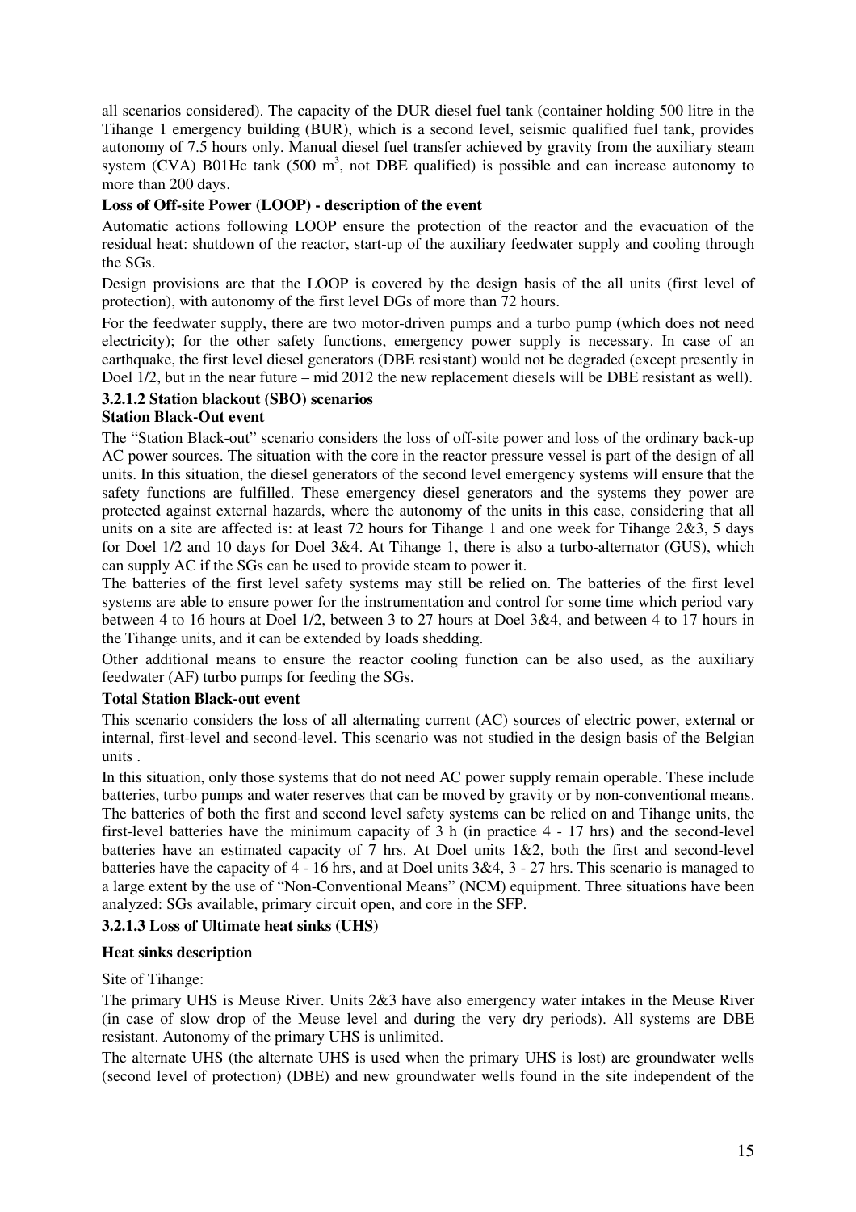all scenarios considered). The capacity of the DUR diesel fuel tank (container holding 500 litre in the Tihange 1 emergency building (BUR), which is a second level, seismic qualified fuel tank, provides autonomy of 7.5 hours only. Manual diesel fuel transfer achieved by gravity from the auxiliary steam system (CVA) B01Hc tank (500 $m^3$, not DBE qualified) is possible and can increase autonomy to more than 200 days.

**Loss of Off-site Power (LOOP) - description of the event**

Automatic actions following LOOP ensure the protection of the reactor and the evacuation of the residual heat: shutdown of the reactor, start-up of the auxiliary feedwater supply and cooling through the SGs.

Design provisions are that the LOOP is covered by the design basis of the all units (first level of protection), with autonomy of the first level DGs of more than 72 hours.

For the feedwater supply, there are two motor-driven pumps and a turbo pump (which does not need electricity); for the other safety functions, emergency power supply is necessary. In case of an earthquake, the first level diesel generators (DBE resistant) would not be degraded (except presently in Doel 1/2, but in the near future – mid 2012 the new replacement diesels will be DBE resistant as well).

### 3.2.1.2 Station blackout (SBO) scenarios

**Station Black-Out event**

The "Station Black-out" scenario considers the loss of off-site power and loss of the ordinary back-up AC power sources. The situation with the core in the reactor pressure vessel is part of the design of all units. In this situation, the diesel generators of the second level emergency systems will ensure that the safety functions are fulfilled. These emergency diesel generators and the systems they power are protected against external hazards, where the autonomy of the units in this case, considering that all units on a site are affected is: at least 72 hours for Tihange 1 and one week for Tihange 2&3, 5 days for Doel 1/2 and 10 days for Doel 3&4. At Tihange 1, there is also a turbo-alternator (GUS), which can supply AC if the SGs can be used to provide steam to power it.

The batteries of the first level safety systems may still be relied on. The batteries of the first level systems are able to ensure power for the instrumentation and control for some time which period vary between 4 to 16 hours at Doel 1/2, between 3 to 27 hours at Doel 3&4, and between 4 to 17 hours in the Tihange units, and it can be extended by loads shedding.

Other additional means to ensure the reactor cooling function can be also used, as the auxiliary feedwater (AF) turbo pumps for feeding the SGs.

**Total Station Black-out event**

This scenario considers the loss of all alternating current (AC) sources of electric power, external or internal, first-level and second-level. This scenario was not studied in the design basis of the Belgian units .

In this situation, only those systems that do not need AC power supply remain operable. These include batteries, turbo pumps and water reserves that can be moved by gravity or by non-conventional means. The batteries of both the first and second level safety systems can be relied on and Tihange units, the first-level batteries have the minimum capacity of 3 h (in practice 4 - 17 hrs) and the second-level batteries have an estimated capacity of 7 hrs. At Doel units 1&2, both the first and second-level batteries have the capacity of 4 - 16 hrs, and at Doel units 3&4, 3 - 27 hrs. This scenario is managed to a large extent by the use of "Non-Conventional Means" (NCM) equipment. Three situations have been analyzed: SGs available, primary circuit open, and core in the SFP.

### 3.2.1.3 Loss of Ultimate heat sinks (UHS)

**Heat sinks description**

Site of Tihange:

The primary UHS is Meuse River. Units 2&3 have also emergency water intakes in the Meuse River (in case of slow drop of the Meuse level and during the very dry periods). All systems are DBE resistant. Autonomy of the primary UHS is unlimited.

The alternate UHS (the alternate UHS is used when the primary UHS is lost) are groundwater wells (second level of protection) (DBE) and new groundwater wells found in the site independent of the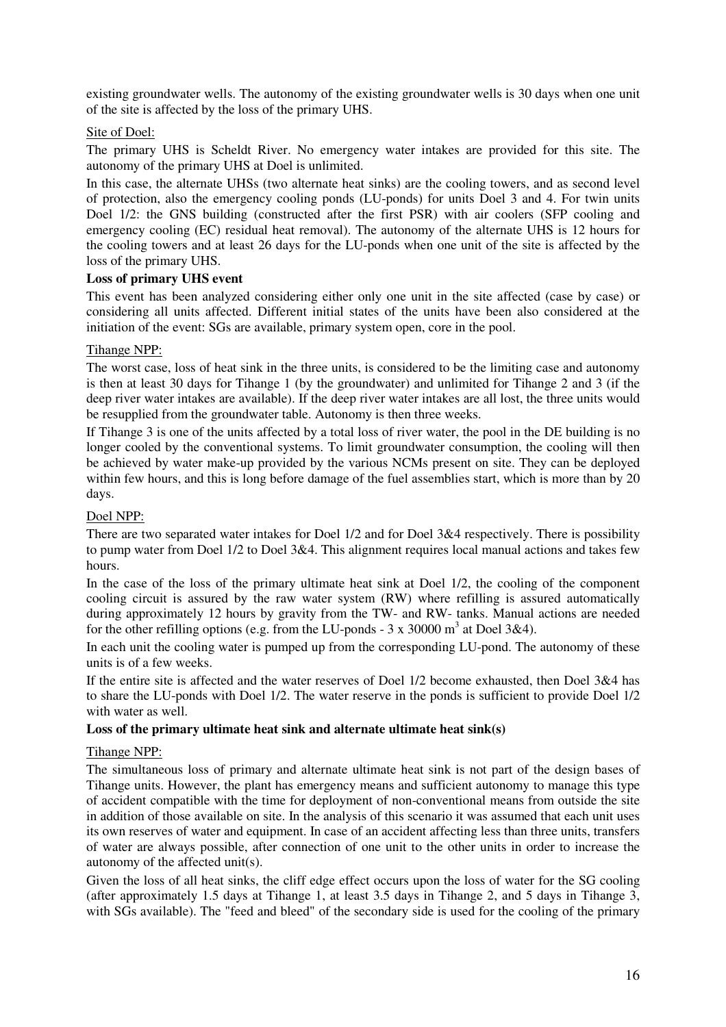existing groundwater wells. The autonomy of the existing groundwater wells is 30 days when one unit of the site is affected by the loss of the primary UHS.

Site of Doel:

The primary UHS is Scheldt River. No emergency water intakes are provided for this site. The autonomy of the primary UHS at Doel is unlimited.

In this case, the alternate UHSs (two alternate heat sinks) are the cooling towers, and as second level of protection, also the emergency cooling ponds (LU-ponds) for units Doel 3 and 4. For twin units Doel 1/2: the GNS building (constructed after the first PSR) with air coolers (SFP cooling and emergency cooling (EC) residual heat removal). The autonomy of the alternate UHS is 12 hours for the cooling towers and at least 26 days for the LU-ponds when one unit of the site is affected by the loss of the primary UHS.

**Loss of primary UHS event**

This event has been analyzed considering either only one unit in the site affected (case by case) or considering all units affected. Different initial states of the units have been also considered at the initiation of the event: SGs are available, primary system open, core in the pool.

Tihange NPP:

The worst case, loss of heat sink in the three units, is considered to be the limiting case and autonomy is then at least 30 days for Tihange 1 (by the groundwater) and unlimited for Tihange 2 and 3 (if the deep river water intakes are available). If the deep river water intakes are all lost, the three units would be resupplied from the groundwater table. Autonomy is then three weeks.

If Tihange 3 is one of the units affected by a total loss of river water, the pool in the DE building is no longer cooled by the conventional systems. To limit groundwater consumption, the cooling will then be achieved by water make-up provided by the various NCMs present on site. They can be deployed within few hours, and this is long before damage of the fuel assemblies start, which is more than by 20 days.

Doel NPP:

There are two separated water intakes for Doel 1/2 and for Doel 3&4 respectively. There is possibility to pump water from Doel 1/2 to Doel 3&4. This alignment requires local manual actions and takes few hours.

In the case of the loss of the primary ultimate heat sink at Doel 1/2, the cooling of the component cooling circuit is assured by the raw water system (RW) where refilling is assured automatically during approximately 12 hours by gravity from the TW- and RW- tanks. Manual actions are needed for the other refilling options (e.g. from the LU-ponds - 3 x 30000 m$^3$ at Doel 3&4).

In each unit the cooling water is pumped up from the corresponding LU-pond. The autonomy of these units is of a few weeks.

If the entire site is affected and the water reserves of Doel 1/2 become exhausted, then Doel 3&4 has to share the LU-ponds with Doel 1/2. The water reserve in the ponds is sufficient to provide Doel 1/2 with water as well.

**Loss of the primary ultimate heat sink and alternate ultimate heat sink(s)**

Tihange NPP:

The simultaneous loss of primary and alternate ultimate heat sink is not part of the design bases of Tihange units. However, the plant has emergency means and sufficient autonomy to manage this type of accident compatible with the time for deployment of non-conventional means from outside the site in addition of those available on site. In the analysis of this scenario it was assumed that each unit uses its own reserves of water and equipment. In case of an accident affecting less than three units, transfers of water are always possible, after connection of one unit to the other units in order to increase the autonomy of the affected unit(s).

Given the loss of all heat sinks, the cliff edge effect occurs upon the loss of water for the SG cooling (after approximately 1.5 days at Tihange 1, at least 3.5 days in Tihange 2, and 5 days in Tihange 3, with SGs available). The "feed and bleed" of the secondary side is used for the cooling of the primary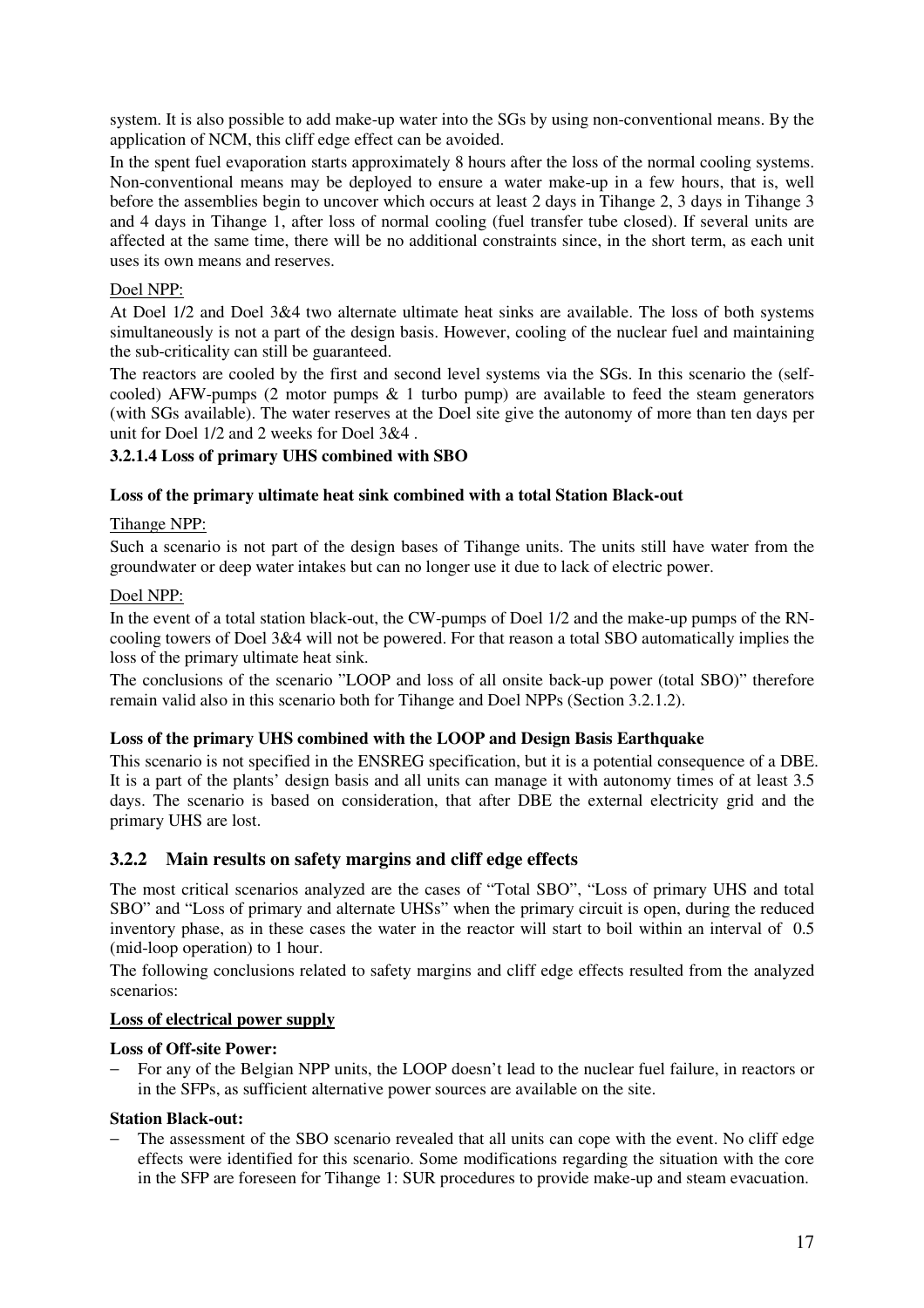system. It is also possible to add make-up water into the SGs by using non-conventional means. By the application of NCM, this cliff edge effect can be avoided.

In the spent fuel evaporation starts approximately 8 hours after the loss of the normal cooling systems. Non-conventional means may be deployed to ensure a water make-up in a few hours, that is, well before the assemblies begin to uncover which occurs at least 2 days in Tihange 2, 3 days in Tihange 3 and 4 days in Tihange 1, after loss of normal cooling (fuel transfer tube closed). If several units are affected at the same time, there will be no additional constraints since, in the short term, as each unit uses its own means and reserves.

Doel NPP:

At Doel 1/2 and Doel 3&4 two alternate ultimate heat sinks are available. The loss of both systems simultaneously is not a part of the design basis. However, cooling of the nuclear fuel and maintaining the sub-criticality can still be guaranteed.

The reactors are cooled by the first and second level systems via the SGs. In this scenario the (self-cooled) AFW-pumps (2 motor pumps & 1 turbo pump) are available to feed the steam generators (with SGs available). The water reserves at the Doel site give the autonomy of more than ten days per unit for Doel 1/2 and 2 weeks for Doel 3&4 .

#### 3.2.1.4 Loss of primary UHS combined with SBO

**Loss of the primary ultimate heat sink combined with a total Station Black-out**

Tihange NPP:

Such a scenario is not part of the design bases of Tihange units. The units still have water from the groundwater or deep water intakes but can no longer use it due to lack of electric power.

Doel NPP:

In the event of a total station black-out, the CW-pumps of Doel 1/2 and the make-up pumps of the RN-cooling towers of Doel 3&4 will not be powered. For that reason a total SBO automatically implies the loss of the primary ultimate heat sink.

The conclusions of the scenario "LOOP and loss of all onsite back-up power (total SBO)" therefore remain valid also in this scenario both for Tihange and Doel NPPs (Section 3.2.1.2).

**Loss of the primary UHS combined with the LOOP and Design Basis Earthquake**

This scenario is not specified in the ENSREG specification, but it is a potential consequence of a DBE. It is a part of the plants' design basis and all units can manage it with autonomy times of at least 3.5 days. The scenario is based on consideration, that after DBE the external electricity grid and the primary UHS are lost.

### 3.2.2 Main results on safety margins and cliff edge effects

The most critical scenarios analyzed are the cases of "Total SBO", "Loss of primary UHS and total SBO" and "Loss of primary and alternate UHSs" when the primary circuit is open, during the reduced inventory phase, as in these cases the water in the reactor will start to boil within an interval of 0.5 (mid-loop operation) to 1 hour.

The following conclusions related to safety margins and cliff edge effects resulted from the analyzed scenarios:

**Loss of electrical power supply**

**Loss of Off-site Power:**

- For any of the Belgian NPP units, the LOOP doesn't lead to the nuclear fuel failure, in reactors or in the SFPs, as sufficient alternative power sources are available on the site.

**Station Black-out:**

- The assessment of the SBO scenario revealed that all units can cope with the event. No cliff edge effects were identified for this scenario. Some modifications regarding the situation with the core in the SFP are foreseen for Tihange 1: SUR procedures to provide make-up and steam evacuation.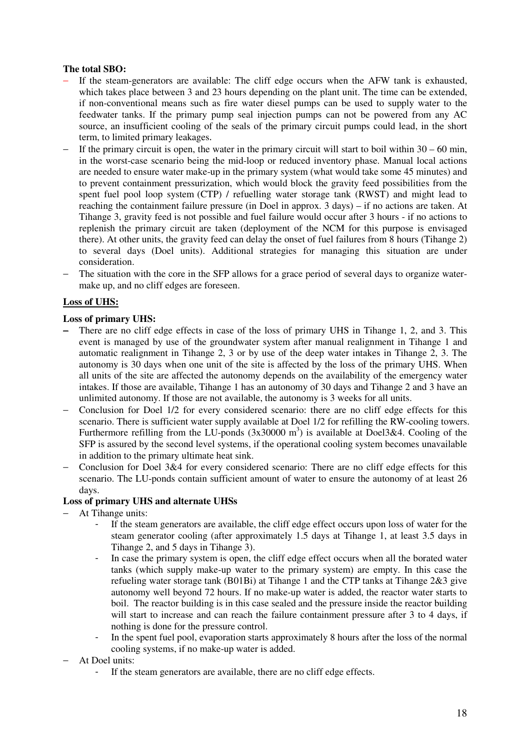**The total SBO:**

- If the steam-generators are available: The cliff edge occurs when the AFW tank is exhausted, which takes place between 3 and 23 hours depending on the plant unit. The time can be extended, if non-conventional means such as fire water diesel pumps can be used to supply water to the feedwater tanks. If the primary pump seal injection pumps can not be powered from any AC source, an insufficient cooling of the seals of the primary circuit pumps could lead, in the short term, to limited primary leakages.
- If the primary circuit is open, the water in the primary circuit will start to boil within 30 – 60 min, in the worst-case scenario being the mid-loop or reduced inventory phase. Manual local actions are needed to ensure water make-up in the primary system (what would take some 45 minutes) and to prevent containment pressurization, which would block the gravity feed possibilities from the spent fuel pool loop system (CTP) / refuelling water storage tank (RWST) and might lead to reaching the containment failure pressure (in Doel in approx. 3 days) – if no actions are taken. At Tihange 3, gravity feed is not possible and fuel failure would occur after 3 hours - if no actions to replenish the primary circuit are taken (deployment of the NCM for this purpose is envisaged there). At other units, the gravity feed can delay the onset of fuel failures from 8 hours (Tihange 2) to several days (Doel units). Additional strategies for managing this situation are under consideration.
- The situation with the core in the SFP allows for a grace period of several days to organize water-make up, and no cliff edges are foreseen.

**Loss of UHS:**

**Loss of primary UHS:**

- There are no cliff edge effects in case of the loss of primary UHS in Tihange 1, 2, and 3. This event is managed by use of the groundwater system after manual realignment in Tihange 1 and automatic realignment in Tihange 2, 3 or by use of the deep water intakes in Tihange 2, 3. The autonomy is 30 days when one unit of the site is affected by the loss of the primary UHS. When all units of the site are affected the autonomy depends on the availability of the emergency water intakes. If those are available, Tihange 1 has an autonomy of 30 days and Tihange 2 and 3 have an unlimited autonomy. If those are not available, the autonomy is 3 weeks for all units.
- Conclusion for Doel 1/2 for every considered scenario: there are no cliff edge effects for this scenario. There is sufficient water supply available at Doel 1/2 for refilling the RW-cooling towers. Furthermore refilling from the LU-ponds (3x30000 $m^3$) is available at Doel3&4. Cooling of the SFP is assured by the second level systems, if the operational cooling system becomes unavailable in addition to the primary ultimate heat sink.
- Conclusion for Doel 3&4 for every considered scenario: There are no cliff edge effects for this scenario. The LU-ponds contain sufficient amount of water to ensure the autonomy of at least 26 days.

**Loss of primary UHS and alternate UHSs**

- At Tihange units:
  - If the steam generators are available, the cliff edge effect occurs upon loss of water for the steam generator cooling (after approximately 1.5 days at Tihange 1, at least 3.5 days in Tihange 2, and 5 days in Tihange 3).
  - In case the primary system is open, the cliff edge effect occurs when all the borated water tanks (which supply make-up water to the primary system) are empty. In this case the refueling water storage tank (B01Bi) at Tihange 1 and the CTP tanks at Tihange 2&3 give autonomy well beyond 72 hours. If no make-up water is added, the reactor water starts to boil. The reactor building is in this case sealed and the pressure inside the reactor building will start to increase and can reach the failure containment pressure after 3 to 4 days, if nothing is done for the pressure control.
  - In the spent fuel pool, evaporation starts approximately 8 hours after the loss of the normal cooling systems, if no make-up water is added.
- At Doel units:
  - If the steam generators are available, there are no cliff edge effects.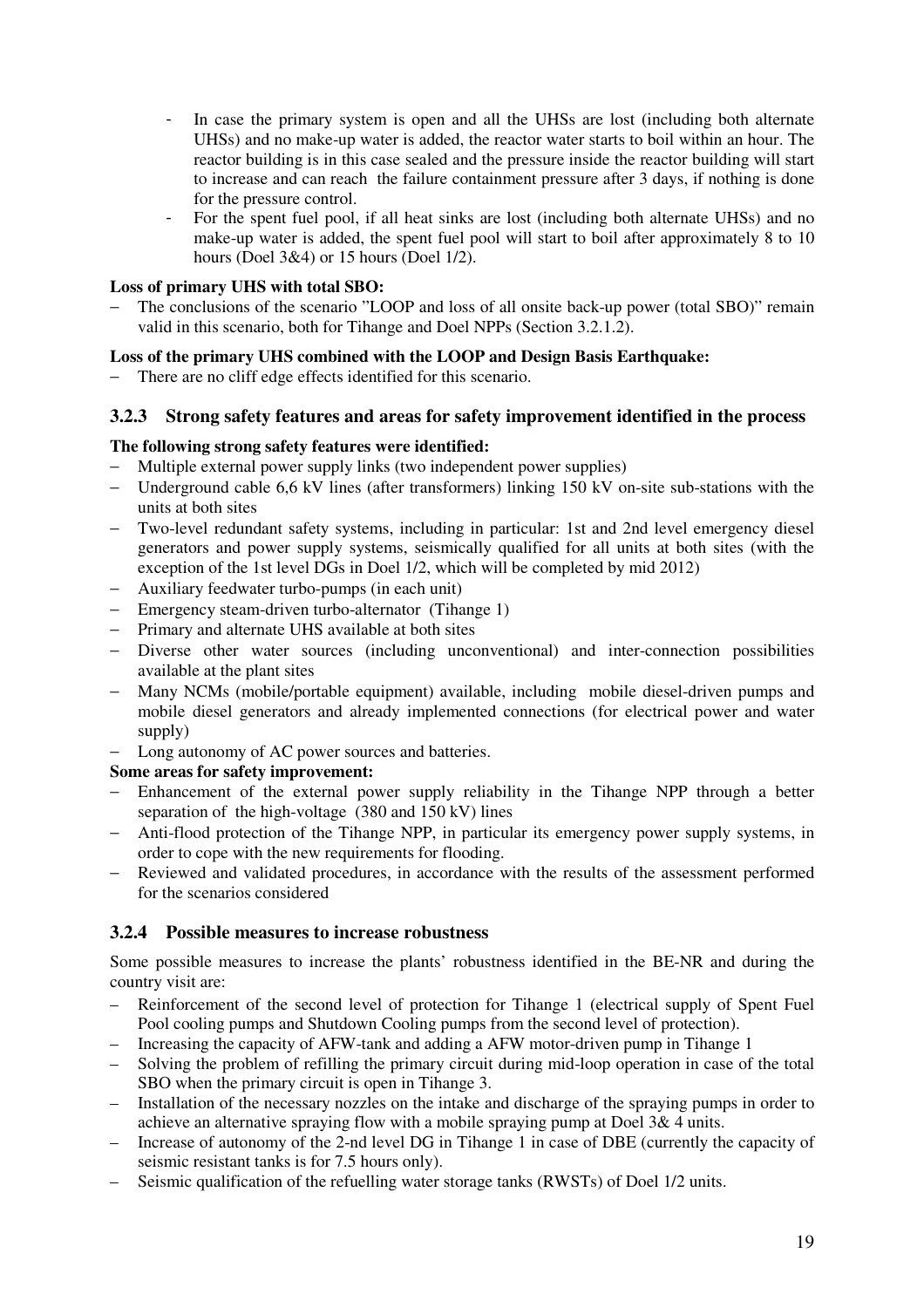- In case the primary system is open and all the UHSs are lost (including both alternate UHSs) and no make-up water is added, the reactor water starts to boil within an hour. The reactor building is in this case sealed and the pressure inside the reactor building will start to increase and can reach the failure containment pressure after 3 days, if nothing is done for the pressure control.
- For the spent fuel pool, if all heat sinks are lost (including both alternate UHSs) and no make-up water is added, the spent fuel pool will start to boil after approximately 8 to 10 hours (Doel 3&4) or 15 hours (Doel 1/2).

**Loss of primary UHS with total SBO:**

- The conclusions of the scenario "LOOP and loss of all onsite back-up power (total SBO)" remain valid in this scenario, both for Tihange and Doel NPPs (Section 3.2.1.2).

**Loss of the primary UHS combined with the LOOP and Design Basis Earthquake:**

- There are no cliff edge effects identified for this scenario.

### 3.2.3 Strong safety features and areas for safety improvement identified in the process

**The following strong safety features were identified:**

- Multiple external power supply links (two independent power supplies)
- Underground cable 6,6 kV lines (after transformers) linking 150 kV on-site sub-stations with the units at both sites
- Two-level redundant safety systems, including in particular: 1st and 2nd level emergency diesel generators and power supply systems, seismically qualified for all units at both sites (with the exception of the 1st level DGs in Doel 1/2, which will be completed by mid 2012)
- Auxiliary feedwater turbo-pumps (in each unit)
- Emergency steam-driven turbo-alternator (Tihange 1)
- Primary and alternate UHS available at both sites
- Diverse other water sources (including unconventional) and inter-connection possibilities available at the plant sites
- Many NCMs (mobile/portable equipment) available, including mobile diesel-driven pumps and mobile diesel generators and already implemented connections (for electrical power and water supply)
- Long autonomy of AC power sources and batteries.

**Some areas for safety improvement:**

- Enhancement of the external power supply reliability in the Tihange NPP through a better separation of the high-voltage (380 and 150 kV) lines
- Anti-flood protection of the Tihange NPP, in particular its emergency power supply systems, in order to cope with the new requirements for flooding.
- Reviewed and validated procedures, in accordance with the results of the assessment performed for the scenarios considered

### 3.2.4 Possible measures to increase robustness

Some possible measures to increase the plants' robustness identified in the BE-NR and during the country visit are:

- Reinforcement of the second level of protection for Tihange 1 (electrical supply of Spent Fuel Pool cooling pumps and Shutdown Cooling pumps from the second level of protection).
- Increasing the capacity of AFW-tank and adding a AFW motor-driven pump in Tihange 1
- Solving the problem of refilling the primary circuit during mid-loop operation in case of the total SBO when the primary circuit is open in Tihange 3.
- Installation of the necessary nozzles on the intake and discharge of the spraying pumps in order to achieve an alternative spraying flow with a mobile spraying pump at Doel 3& 4 units.
- Increase of autonomy of the 2-nd level DG in Tihange 1 in case of DBE (currently the capacity of seismic resistant tanks is for 7.5 hours only).
- Seismic qualification of the refuelling water storage tanks (RWSTs) of Doel 1/2 units.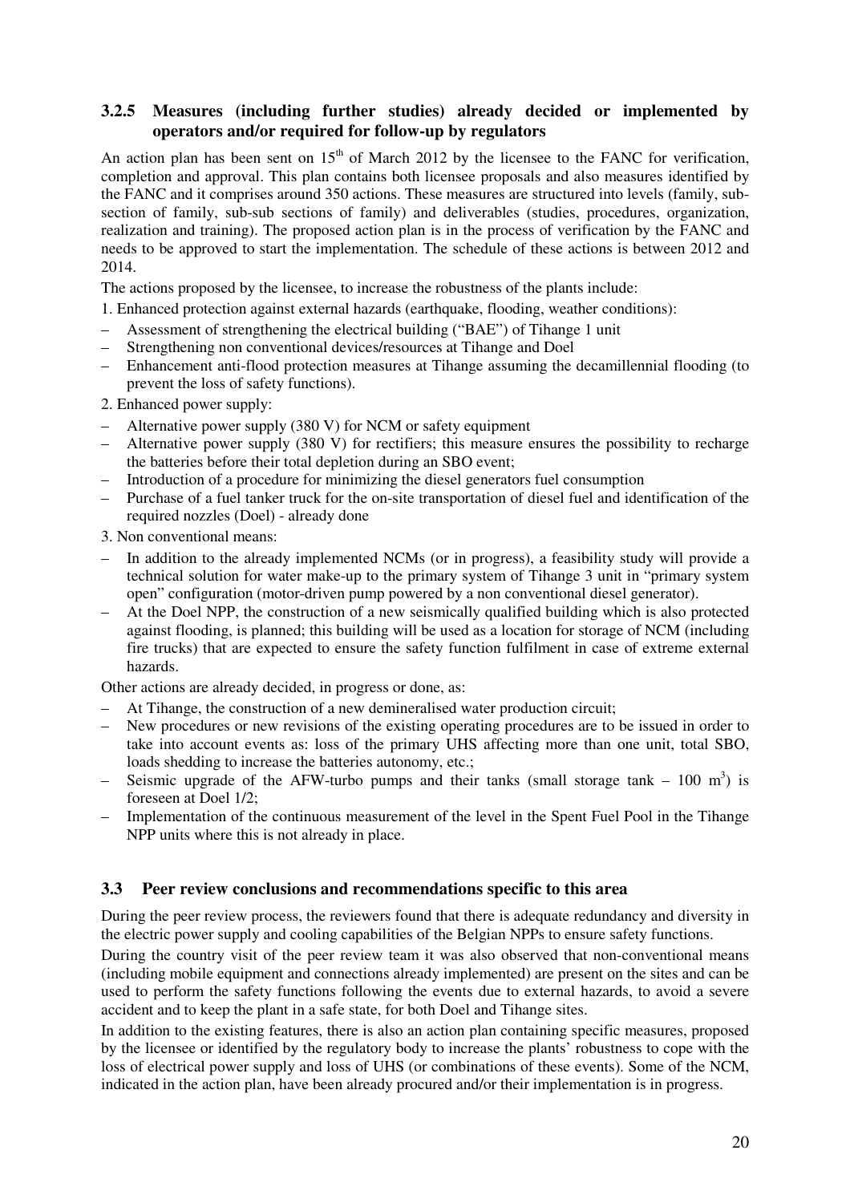### 3.2.5 Measures (including further studies) already decided or implemented by operators and/or required for follow-up by regulators

An action plan has been sent on 15[th] of March 2012 by the licensee to the FANC for verification, completion and approval. This plan contains both licensee proposals and also measures identified by the FANC and it comprises around 350 actions. These measures are structured into levels (family, sub-section of family, sub-sub sections of family) and deliverables (studies, procedures, organization, realization and training). The proposed action plan is in the process of verification by the FANC and needs to be approved to start the implementation. The schedule of these actions is between 2012 and 2014.

The actions proposed by the licensee, to increase the robustness of the plants include:

1. Enhanced protection against external hazards (earthquake, flooding, weather conditions):
   - Assessment of strengthening the electrical building ("BAE") of Tihange 1 unit
   - Strengthening non conventional devices/resources at Tihange and Doel
   - Enhancement anti-flood protection measures at Tihange assuming the decamillennial flooding (to prevent the loss of safety functions).
2. Enhanced power supply:
   - Alternative power supply (380 V) for NCM or safety equipment
   - Alternative power supply (380 V) for rectifiers; this measure ensures the possibility to recharge the batteries before their total depletion during an SBO event;
   - Introduction of a procedure for minimizing the diesel generators fuel consumption
   - Purchase of a fuel tanker truck for the on-site transportation of diesel fuel and identification of the required nozzles (Doel) - already done
3. Non conventional means:
   - In addition to the already implemented NCMs (or in progress), a feasibility study will provide a technical solution for water make-up to the primary system of Tihange 3 unit in "primary system open" configuration (motor-driven pump powered by a non conventional diesel generator).
   - At the Doel NPP, the construction of a new seismically qualified building which is also protected against flooding, is planned; this building will be used as a location for storage of NCM (including fire trucks) that are expected to ensure the safety function fulfilment in case of extreme external hazards.

Other actions are already decided, in progress or done, as:

- At Tihange, the construction of a new demineralised water production circuit;
- New procedures or new revisions of the existing operating procedures are to be issued in order to take into account events as: loss of the primary UHS affecting more than one unit, total SBO, loads shedding to increase the batteries autonomy, etc.;
- Seismic upgrade of the AFW-turbo pumps and their tanks (small storage tank – 100 $m^3$) is foreseen at Doel 1/2;
- Implementation of the continuous measurement of the level in the Spent Fuel Pool in the Tihange NPP units where this is not already in place.

## 3.3 Peer review conclusions and recommendations specific to this area

During the peer review process, the reviewers found that there is adequate redundancy and diversity in the electric power supply and cooling capabilities of the Belgian NPPs to ensure safety functions.

During the country visit of the peer review team it was also observed that non-conventional means (including mobile equipment and connections already implemented) are present on the sites and can be used to perform the safety functions following the events due to external hazards, to avoid a severe accident and to keep the plant in a safe state, for both Doel and Tihange sites.

In addition to the existing features, there is also an action plan containing specific measures, proposed by the licensee or identified by the regulatory body to increase the plants' robustness to cope with the loss of electrical power supply and loss of UHS (or combinations of these events). Some of the NCM, indicated in the action plan, have been already procured and/or their implementation is in progress.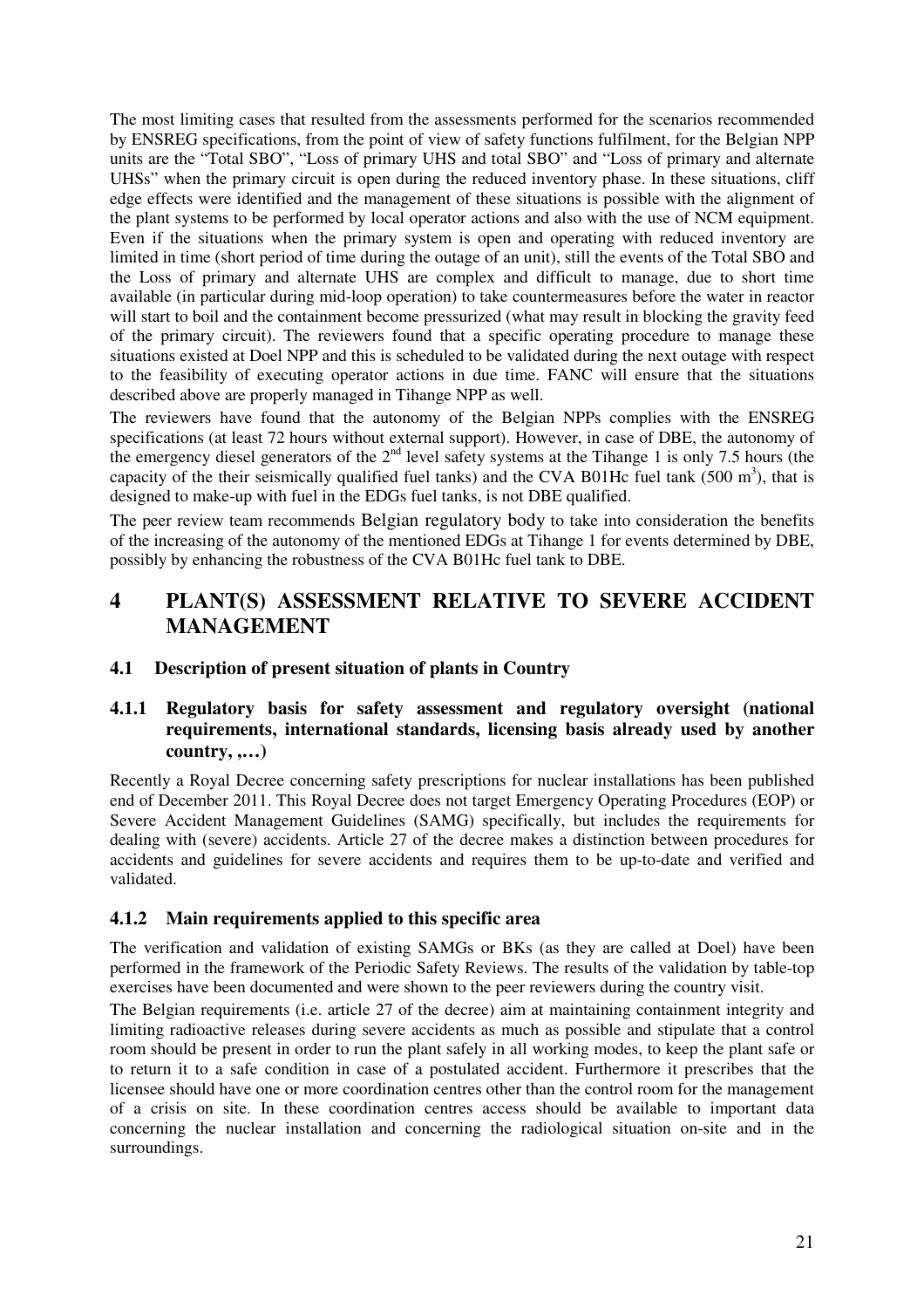The most limiting cases that resulted from the assessments performed for the scenarios recommended by ENSREG specifications, from the point of view of safety functions fulfilment, for the Belgian NPP units are the "Total SBO", "Loss of primary UHS and total SBO" and "Loss of primary and alternate UHSs" when the primary circuit is open during the reduced inventory phase. In these situations, cliff edge effects were identified and the management of these situations is possible with the alignment of the plant systems to be performed by local operator actions and also with the use of NCM equipment. Even if the situations when the primary system is open and operating with reduced inventory are limited in time (short period of time during the outage of an unit), still the events of the Total SBO and the Loss of primary and alternate UHS are complex and difficult to manage, due to short time available (in particular during mid-loop operation) to take countermeasures before the water in reactor will start to boil and the containment become pressurized (what may result in blocking the gravity feed of the primary circuit). The reviewers found that a specific operating procedure to manage these situations existed at Doel NPP and this is scheduled to be validated during the next outage with respect to the feasibility of executing operator actions in due time. FANC will ensure that the situations described above are properly managed in Tihange NPP as well.

The reviewers have found that the autonomy of the Belgian NPPs complies with the ENSREG specifications (at least 72 hours without external support). However, in case of DBE, the autonomy of the emergency diesel generators of the 2nd level safety systems at the Tihange 1 is only 7.5 hours (the capacity of the their seismically qualified fuel tanks) and the CVA B01Hc fuel tank (500 $m^3$), that is designed to make-up with fuel in the EDGs fuel tanks, is not DBE qualified.

The peer review team recommends Belgian regulatory body to take into consideration the benefits of the increasing of the autonomy of the mentioned EDGs at Tihange 1 for events determined by DBE, possibly by enhancing the robustness of the CVA B01Hc fuel tank to DBE.

# 4 PLANT(S) ASSESSMENT RELATIVE TO SEVERE ACCIDENT MANAGEMENT

## 4.1 Description of present situation of plants in Country

### 4.1.1 Regulatory basis for safety assessment and regulatory oversight (national requirements, international standards, licensing basis already used by another country, ,…)

Recently a Royal Decree concerning safety prescriptions for nuclear installations has been published end of December 2011. This Royal Decree does not target Emergency Operating Procedures (EOP) or Severe Accident Management Guidelines (SAMG) specifically, but includes the requirements for dealing with (severe) accidents. Article 27 of the decree makes a distinction between procedures for accidents and guidelines for severe accidents and requires them to be up-to-date and verified and validated.

### 4.1.2 Main requirements applied to this specific area

The verification and validation of existing SAMGs or BKs (as they are called at Doel) have been performed in the framework of the Periodic Safety Reviews. The results of the validation by table-top exercises have been documented and were shown to the peer reviewers during the country visit.

The Belgian requirements (i.e. article 27 of the decree) aim at maintaining containment integrity and limiting radioactive releases during severe accidents as much as possible and stipulate that a control room should be present in order to run the plant safely in all working modes, to keep the plant safe or to return it to a safe condition in case of a postulated accident. Furthermore it prescribes that the licensee should have one or more coordination centres other than the control room for the management of a crisis on site. In these coordination centres access should be available to important data concerning the nuclear installation and concerning the radiological situation on-site and in the surroundings.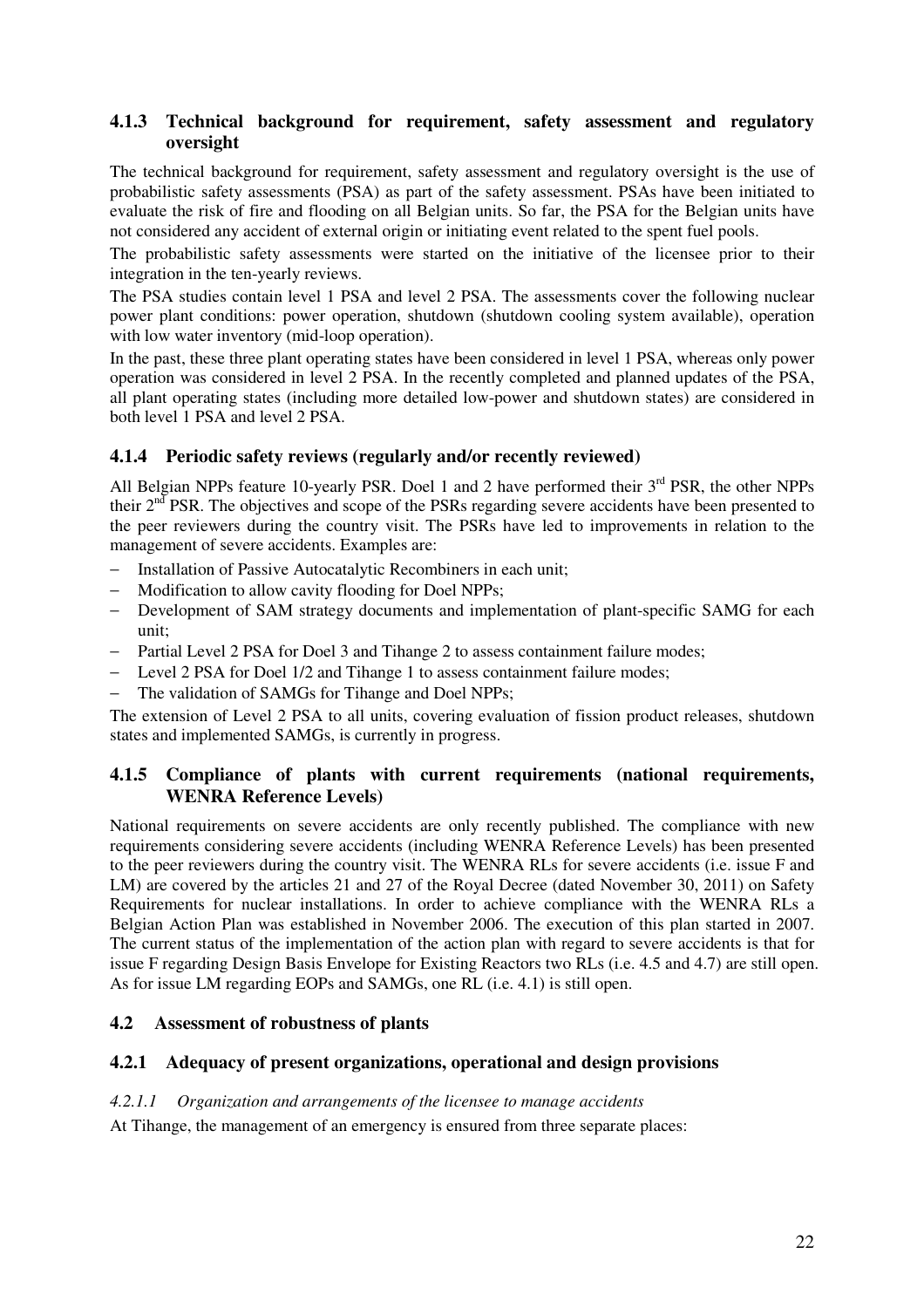### 4.1.3 Technical background for requirement, safety assessment and regulatory oversight

The technical background for requirement, safety assessment and regulatory oversight is the use of probabilistic safety assessments (PSA) as part of the safety assessment. PSAs have been initiated to evaluate the risk of fire and flooding on all Belgian units. So far, the PSA for the Belgian units have not considered any accident of external origin or initiating event related to the spent fuel pools.

The probabilistic safety assessments were started on the initiative of the licensee prior to their integration in the ten-yearly reviews.

The PSA studies contain level 1 PSA and level 2 PSA. The assessments cover the following nuclear power plant conditions: power operation, shutdown (shutdown cooling system available), operation with low water inventory (mid-loop operation).

In the past, these three plant operating states have been considered in level 1 PSA, whereas only power operation was considered in level 2 PSA. In the recently completed and planned updates of the PSA, all plant operating states (including more detailed low-power and shutdown states) are considered in both level 1 PSA and level 2 PSA.

### 4.1.4 Periodic safety reviews (regularly and/or recently reviewed)

All Belgian NPPs feature 10-yearly PSR. Doel 1 and 2 have performed their 3rd PSR, the other NPPs their 2nd PSR. The objectives and scope of the PSRs regarding severe accidents have been presented to the peer reviewers during the country visit. The PSRs have led to improvements in relation to the management of severe accidents. Examples are:

- Installation of Passive Autocatalytic Recombiners in each unit;
- Modification to allow cavity flooding for Doel NPPs;
- Development of SAM strategy documents and implementation of plant-specific SAMG for each unit;
- Partial Level 2 PSA for Doel 3 and Tihange 2 to assess containment failure modes;
- Level 2 PSA for Doel 1/2 and Tihange 1 to assess containment failure modes;
- The validation of SAMGs for Tihange and Doel NPPs;

The extension of Level 2 PSA to all units, covering evaluation of fission product releases, shutdown states and implemented SAMGs, is currently in progress.

### 4.1.5 Compliance of plants with current requirements (national requirements, WENRA Reference Levels)

National requirements on severe accidents are only recently published. The compliance with new requirements considering severe accidents (including WENRA Reference Levels) has been presented to the peer reviewers during the country visit. The WENRA RLs for severe accidents (i.e. issue F and LM) are covered by the articles 21 and 27 of the Royal Decree (dated November 30, 2011) on Safety Requirements for nuclear installations. In order to achieve compliance with the WENRA RLs a Belgian Action Plan was established in November 2006. The execution of this plan started in 2007. The current status of the implementation of the action plan with regard to severe accidents is that for issue F regarding Design Basis Envelope for Existing Reactors two RLs (i.e. 4.5 and 4.7) are still open. As for issue LM regarding EOPs and SAMGs, one RL (i.e. 4.1) is still open.

## 4.2 Assessment of robustness of plants

### 4.2.1 Adequacy of present organizations, operational and design provisions

#### *4.2.1.1 Organization and arrangements of the licensee to manage accidents*

At Tihange, the management of an emergency is ensured from three separate places: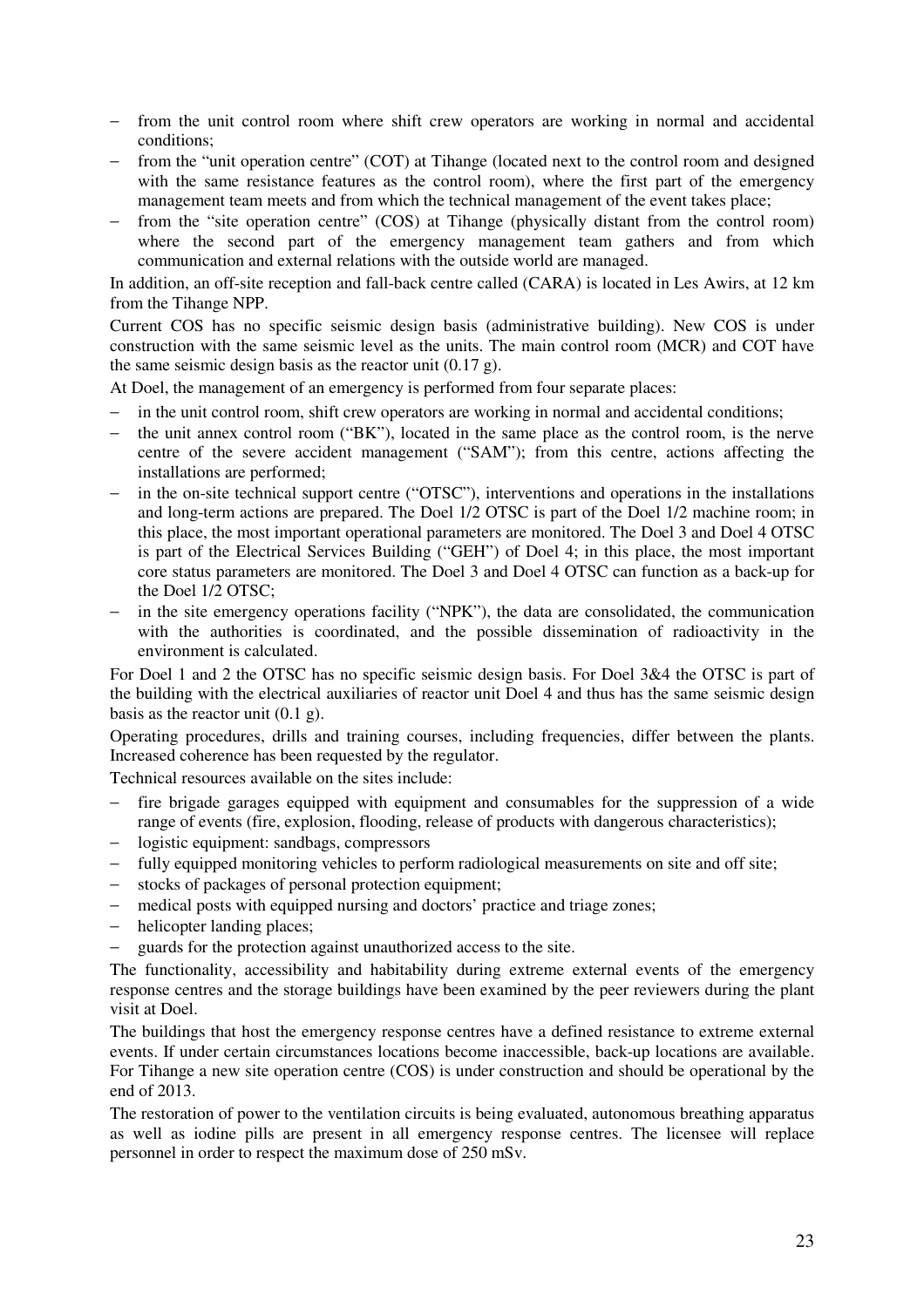- from the unit control room where shift crew operators are working in normal and accidental conditions;
- from the "unit operation centre" (COT) at Tihange (located next to the control room and designed with the same resistance features as the control room), where the first part of the emergency management team meets and from which the technical management of the event takes place;
- from the "site operation centre" (COS) at Tihange (physically distant from the control room) where the second part of the emergency management team gathers and from which communication and external relations with the outside world are managed.

In addition, an off-site reception and fall-back centre called (CARA) is located in Les Awirs, at 12 km from the Tihange NPP.

Current COS has no specific seismic design basis (administrative building). New COS is under construction with the same seismic level as the units. The main control room (MCR) and COT have the same seismic design basis as the reactor unit (0.17 g).

At Doel, the management of an emergency is performed from four separate places:

- in the unit control room, shift crew operators are working in normal and accidental conditions;
- the unit annex control room ("BK"), located in the same place as the control room, is the nerve centre of the severe accident management ("SAM"); from this centre, actions affecting the installations are performed;
- in the on-site technical support centre ("OTSC"), interventions and operations in the installations and long-term actions are prepared. The Doel 1/2 OTSC is part of the Doel 1/2 machine room; in this place, the most important operational parameters are monitored. The Doel 3 and Doel 4 OTSC is part of the Electrical Services Building ("GEH") of Doel 4; in this place, the most important core status parameters are monitored. The Doel 3 and Doel 4 OTSC can function as a back-up for the Doel 1/2 OTSC;
- in the site emergency operations facility ("NPK"), the data are consolidated, the communication with the authorities is coordinated, and the possible dissemination of radioactivity in the environment is calculated.

For Doel 1 and 2 the OTSC has no specific seismic design basis. For Doel 3&4 the OTSC is part of the building with the electrical auxiliaries of reactor unit Doel 4 and thus has the same seismic design basis as the reactor unit (0.1 g).

Operating procedures, drills and training courses, including frequencies, differ between the plants. Increased coherence has been requested by the regulator.

Technical resources available on the sites include:

- fire brigade garages equipped with equipment and consumables for the suppression of a wide range of events (fire, explosion, flooding, release of products with dangerous characteristics);
- logistic equipment: sandbags, compressors
- fully equipped monitoring vehicles to perform radiological measurements on site and off site;
- stocks of packages of personal protection equipment;
- medical posts with equipped nursing and doctors' practice and triage zones;
- helicopter landing places;
- guards for the protection against unauthorized access to the site.

The functionality, accessibility and habitability during extreme external events of the emergency response centres and the storage buildings have been examined by the peer reviewers during the plant visit at Doel.

The buildings that host the emergency response centres have a defined resistance to extreme external events. If under certain circumstances locations become inaccessible, back-up locations are available. For Tihange a new site operation centre (COS) is under construction and should be operational by the end of 2013.

The restoration of power to the ventilation circuits is being evaluated, autonomous breathing apparatus as well as iodine pills are present in all emergency response centres. The licensee will replace personnel in order to respect the maximum dose of 250 mSv.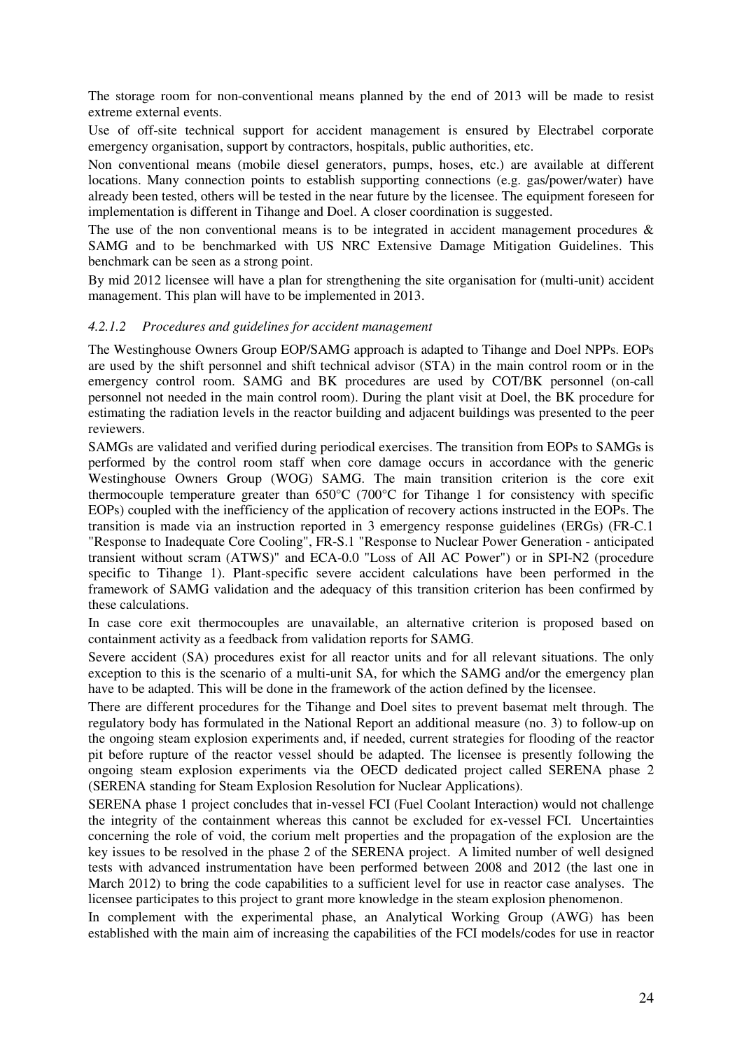The storage room for non-conventional means planned by the end of 2013 will be made to resist extreme external events.

Use of off-site technical support for accident management is ensured by Electrabel corporate emergency organisation, support by contractors, hospitals, public authorities, etc.

Non conventional means (mobile diesel generators, pumps, hoses, etc.) are available at different locations. Many connection points to establish supporting connections (e.g. gas/power/water) have already been tested, others will be tested in the near future by the licensee. The equipment foreseen for implementation is different in Tihange and Doel. A closer coordination is suggested.

The use of the non conventional means is to be integrated in accident management procedures & SAMG and to be benchmarked with US NRC Extensive Damage Mitigation Guidelines. This benchmark can be seen as a strong point.

By mid 2012 licensee will have a plan for strengthening the site organisation for (multi-unit) accident management. This plan will have to be implemented in 2013.

#### *4.2.1.2 Procedures and guidelines for accident management*

The Westinghouse Owners Group EOP/SAMG approach is adapted to Tihange and Doel NPPs. EOPs are used by the shift personnel and shift technical advisor (STA) in the main control room or in the emergency control room. SAMG and BK procedures are used by COT/BK personnel (on-call personnel not needed in the main control room). During the plant visit at Doel, the BK procedure for estimating the radiation levels in the reactor building and adjacent buildings was presented to the peer reviewers.

SAMGs are validated and verified during periodical exercises. The transition from EOPs to SAMGs is performed by the control room staff when core damage occurs in accordance with the generic Westinghouse Owners Group (WOG) SAMG. The main transition criterion is the core exit thermocouple temperature greater than 650°C (700°C for Tihange 1 for consistency with specific EOPs) coupled with the inefficiency of the application of recovery actions instructed in the EOPs. The transition is made via an instruction reported in 3 emergency response guidelines (ERGs) (FR-C.1 "Response to Inadequate Core Cooling", FR-S.1 "Response to Nuclear Power Generation - anticipated transient without scram (ATWS)" and ECA-0.0 "Loss of All AC Power") or in SPI-N2 (procedure specific to Tihange 1). Plant-specific severe accident calculations have been performed in the framework of SAMG validation and the adequacy of this transition criterion has been confirmed by these calculations.

In case core exit thermocouples are unavailable, an alternative criterion is proposed based on containment activity as a feedback from validation reports for SAMG.

Severe accident (SA) procedures exist for all reactor units and for all relevant situations. The only exception to this is the scenario of a multi-unit SA, for which the SAMG and/or the emergency plan have to be adapted. This will be done in the framework of the action defined by the licensee.

There are different procedures for the Tihange and Doel sites to prevent basemat melt through. The regulatory body has formulated in the National Report an additional measure (no. 3) to follow-up on the ongoing steam explosion experiments and, if needed, current strategies for flooding of the reactor pit before rupture of the reactor vessel should be adapted. The licensee is presently following the ongoing steam explosion experiments via the OECD dedicated project called SERENA phase 2 (SERENA standing for Steam Explosion Resolution for Nuclear Applications).

SERENA phase 1 project concludes that in-vessel FCI (Fuel Coolant Interaction) would not challenge the integrity of the containment whereas this cannot be excluded for ex-vessel FCI. Uncertainties concerning the role of void, the corium melt properties and the propagation of the explosion are the key issues to be resolved in the phase 2 of the SERENA project. A limited number of well designed tests with advanced instrumentation have been performed between 2008 and 2012 (the last one in March 2012) to bring the code capabilities to a sufficient level for use in reactor case analyses. The licensee participates to this project to grant more knowledge in the steam explosion phenomenon.

In complement with the experimental phase, an Analytical Working Group (AWG) has been established with the main aim of increasing the capabilities of the FCI models/codes for use in reactor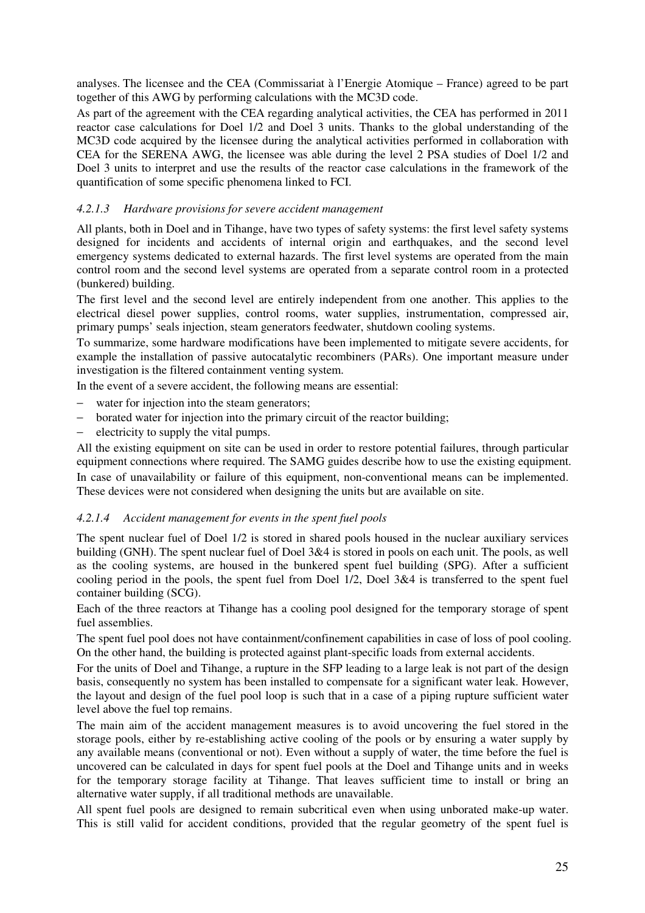analyses. The licensee and the CEA (Commissariat à l'Energie Atomique – France) agreed to be part together of this AWG by performing calculations with the MC3D code.

As part of the agreement with the CEA regarding analytical activities, the CEA has performed in 2011 reactor case calculations for Doel 1/2 and Doel 3 units. Thanks to the global understanding of the MC3D code acquired by the licensee during the analytical activities performed in collaboration with CEA for the SERENA AWG, the licensee was able during the level 2 PSA studies of Doel 1/2 and Doel 3 units to interpret and use the results of the reactor case calculations in the framework of the quantification of some specific phenomena linked to FCI.

#### *4.2.1.3 Hardware provisions for severe accident management*

All plants, both in Doel and in Tihange, have two types of safety systems: the first level safety systems designed for incidents and accidents of internal origin and earthquakes, and the second level emergency systems dedicated to external hazards. The first level systems are operated from the main control room and the second level systems are operated from a separate control room in a protected (bunkered) building.

The first level and the second level are entirely independent from one another. This applies to the electrical diesel power supplies, control rooms, water supplies, instrumentation, compressed air, primary pumps' seals injection, steam generators feedwater, shutdown cooling systems.

To summarize, some hardware modifications have been implemented to mitigate severe accidents, for example the installation of passive autocatalytic recombiners (PARs). One important measure under investigation is the filtered containment venting system.

In the event of a severe accident, the following means are essential:

- water for injection into the steam generators;
- borated water for injection into the primary circuit of the reactor building;
- electricity to supply the vital pumps.

All the existing equipment on site can be used in order to restore potential failures, through particular equipment connections where required. The SAMG guides describe how to use the existing equipment. In case of unavailability or failure of this equipment, non-conventional means can be implemented. These devices were not considered when designing the units but are available on site.

#### *4.2.1.4 Accident management for events in the spent fuel pools*

The spent nuclear fuel of Doel 1/2 is stored in shared pools housed in the nuclear auxiliary services building (GNH). The spent nuclear fuel of Doel 3&4 is stored in pools on each unit. The pools, as well as the cooling systems, are housed in the bunkered spent fuel building (SPG). After a sufficient cooling period in the pools, the spent fuel from Doel 1/2, Doel 3&4 is transferred to the spent fuel container building (SCG).

Each of the three reactors at Tihange has a cooling pool designed for the temporary storage of spent fuel assemblies.

The spent fuel pool does not have containment/confinement capabilities in case of loss of pool cooling. On the other hand, the building is protected against plant-specific loads from external accidents.

For the units of Doel and Tihange, a rupture in the SFP leading to a large leak is not part of the design basis, consequently no system has been installed to compensate for a significant water leak. However, the layout and design of the fuel pool loop is such that in a case of a piping rupture sufficient water level above the fuel top remains.

The main aim of the accident management measures is to avoid uncovering the fuel stored in the storage pools, either by re-establishing active cooling of the pools or by ensuring a water supply by any available means (conventional or not). Even without a supply of water, the time before the fuel is uncovered can be calculated in days for spent fuel pools at the Doel and Tihange units and in weeks for the temporary storage facility at Tihange. That leaves sufficient time to install or bring an alternative water supply, if all traditional methods are unavailable.

All spent fuel pools are designed to remain subcritical even when using unborated make-up water. This is still valid for accident conditions, provided that the regular geometry of the spent fuel is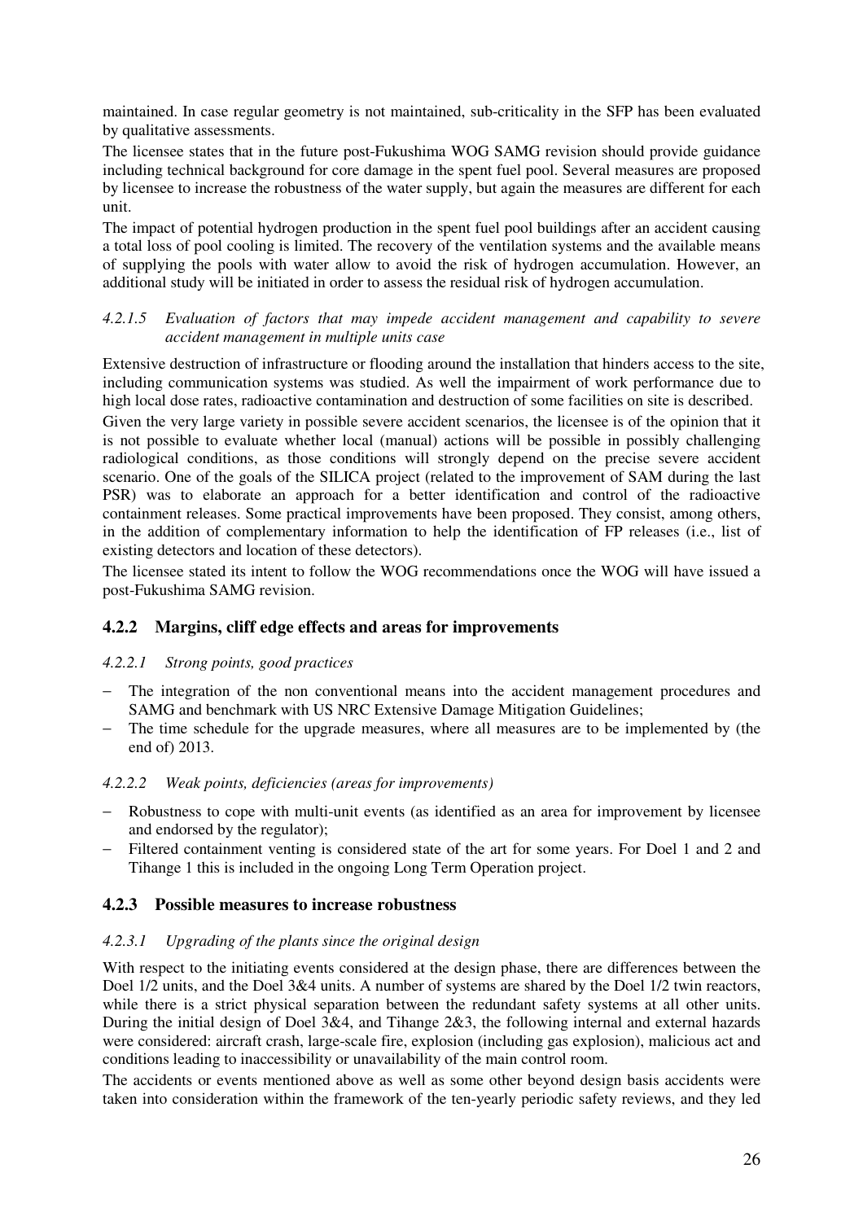maintained. In case regular geometry is not maintained, sub-criticality in the SFP has been evaluated by qualitative assessments.

The licensee states that in the future post-Fukushima WOG SAMG revision should provide guidance including technical background for core damage in the spent fuel pool. Several measures are proposed by licensee to increase the robustness of the water supply, but again the measures are different for each unit.

The impact of potential hydrogen production in the spent fuel pool buildings after an accident causing a total loss of pool cooling is limited. The recovery of the ventilation systems and the available means of supplying the pools with water allow to avoid the risk of hydrogen accumulation. However, an additional study will be initiated in order to assess the residual risk of hydrogen accumulation.

#### *4.2.1.5 Evaluation of factors that may impede accident management and capability to severe accident management in multiple units case*

Extensive destruction of infrastructure or flooding around the installation that hinders access to the site, including communication systems was studied. As well the impairment of work performance due to high local dose rates, radioactive contamination and destruction of some facilities on site is described.

Given the very large variety in possible severe accident scenarios, the licensee is of the opinion that it is not possible to evaluate whether local (manual) actions will be possible in possibly challenging radiological conditions, as those conditions will strongly depend on the precise severe accident scenario. One of the goals of the SILICA project (related to the improvement of SAM during the last PSR) was to elaborate an approach for a better identification and control of the radioactive containment releases. Some practical improvements have been proposed. They consist, among others, in the addition of complementary information to help the identification of FP releases (i.e., list of existing detectors and location of these detectors).

The licensee stated its intent to follow the WOG recommendations once the WOG will have issued a post-Fukushima SAMG revision.

### 4.2.2 Margins, cliff edge effects and areas for improvements

#### *4.2.2.1 Strong points, good practices*

- The integration of the non conventional means into the accident management procedures and SAMG and benchmark with US NRC Extensive Damage Mitigation Guidelines;
- The time schedule for the upgrade measures, where all measures are to be implemented by (the end of) 2013.

#### *4.2.2.2 Weak points, deficiencies (areas for improvements)*

- Robustness to cope with multi-unit events (as identified as an area for improvement by licensee and endorsed by the regulator);
- Filtered containment venting is considered state of the art for some years. For Doel 1 and 2 and Tihange 1 this is included in the ongoing Long Term Operation project.

### 4.2.3 Possible measures to increase robustness

#### *4.2.3.1 Upgrading of the plants since the original design*

With respect to the initiating events considered at the design phase, there are differences between the Doel 1/2 units, and the Doel 3&4 units. A number of systems are shared by the Doel 1/2 twin reactors, while there is a strict physical separation between the redundant safety systems at all other units. During the initial design of Doel 3&4, and Tihange 2&3, the following internal and external hazards were considered: aircraft crash, large-scale fire, explosion (including gas explosion), malicious act and conditions leading to inaccessibility or unavailability of the main control room.

The accidents or events mentioned above as well as some other beyond design basis accidents were taken into consideration within the framework of the ten-yearly periodic safety reviews, and they led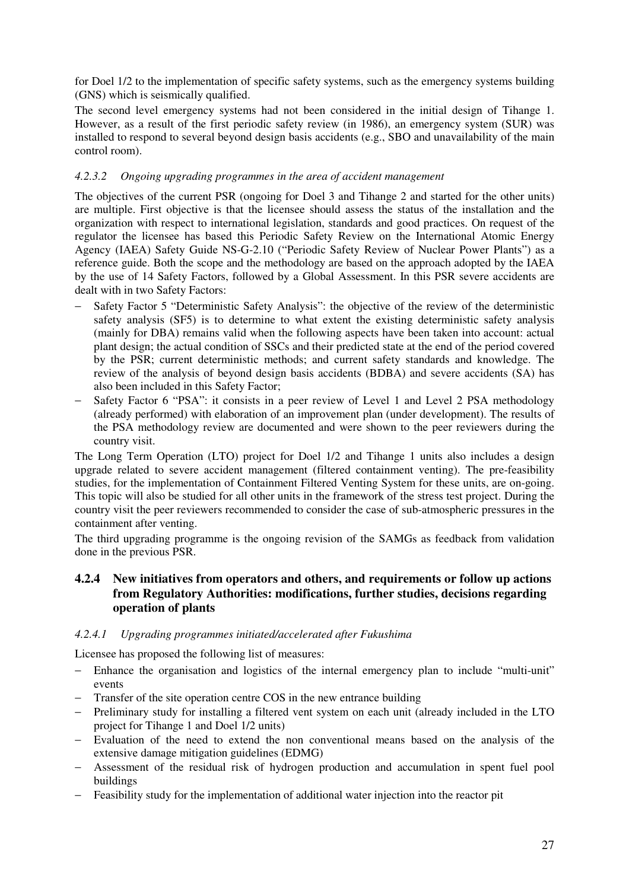for Doel 1/2 to the implementation of specific safety systems, such as the emergency systems building (GNS) which is seismically qualified.

The second level emergency systems had not been considered in the initial design of Tihange 1. However, as a result of the first periodic safety review (in 1986), an emergency system (SUR) was installed to respond to several beyond design basis accidents (e.g., SBO and unavailability of the main control room).

#### *4.2.3.2 Ongoing upgrading programmes in the area of accident management*

The objectives of the current PSR (ongoing for Doel 3 and Tihange 2 and started for the other units) are multiple. First objective is that the licensee should assess the status of the installation and the organization with respect to international legislation, standards and good practices. On request of the regulator the licensee has based this Periodic Safety Review on the International Atomic Energy Agency (IAEA) Safety Guide NS-G-2.10 ("Periodic Safety Review of Nuclear Power Plants") as a reference guide. Both the scope and the methodology are based on the approach adopted by the IAEA by the use of 14 Safety Factors, followed by a Global Assessment. In this PSR severe accidents are dealt with in two Safety Factors:

- Safety Factor 5 "Deterministic Safety Analysis": the objective of the review of the deterministic safety analysis (SF5) is to determine to what extent the existing deterministic safety analysis (mainly for DBA) remains valid when the following aspects have been taken into account: actual plant design; the actual condition of SSCs and their predicted state at the end of the period covered by the PSR; current deterministic methods; and current safety standards and knowledge. The review of the analysis of beyond design basis accidents (BDBA) and severe accidents (SA) has also been included in this Safety Factor;
- Safety Factor 6 "PSA": it consists in a peer review of Level 1 and Level 2 PSA methodology (already performed) with elaboration of an improvement plan (under development). The results of the PSA methodology review are documented and were shown to the peer reviewers during the country visit.

The Long Term Operation (LTO) project for Doel 1/2 and Tihange 1 units also includes a design upgrade related to severe accident management (filtered containment venting). The pre-feasibility studies, for the implementation of Containment Filtered Venting System for these units, are on-going. This topic will also be studied for all other units in the framework of the stress test project. During the country visit the peer reviewers recommended to consider the case of sub-atmospheric pressures in the containment after venting.

The third upgrading programme is the ongoing revision of the SAMGs as feedback from validation done in the previous PSR.

### 4.2.4 New initiatives from operators and others, and requirements or follow up actions from Regulatory Authorities: modifications, further studies, decisions regarding operation of plants

#### *4.2.4.1 Upgrading programmes initiated/accelerated after Fukushima*

Licensee has proposed the following list of measures:

- Enhance the organisation and logistics of the internal emergency plan to include "multi-unit" events
- Transfer of the site operation centre COS in the new entrance building
- Preliminary study for installing a filtered vent system on each unit (already included in the LTO project for Tihange 1 and Doel 1/2 units)
- Evaluation of the need to extend the non conventional means based on the analysis of the extensive damage mitigation guidelines (EDMG)
- Assessment of the residual risk of hydrogen production and accumulation in spent fuel pool buildings
- Feasibility study for the implementation of additional water injection into the reactor pit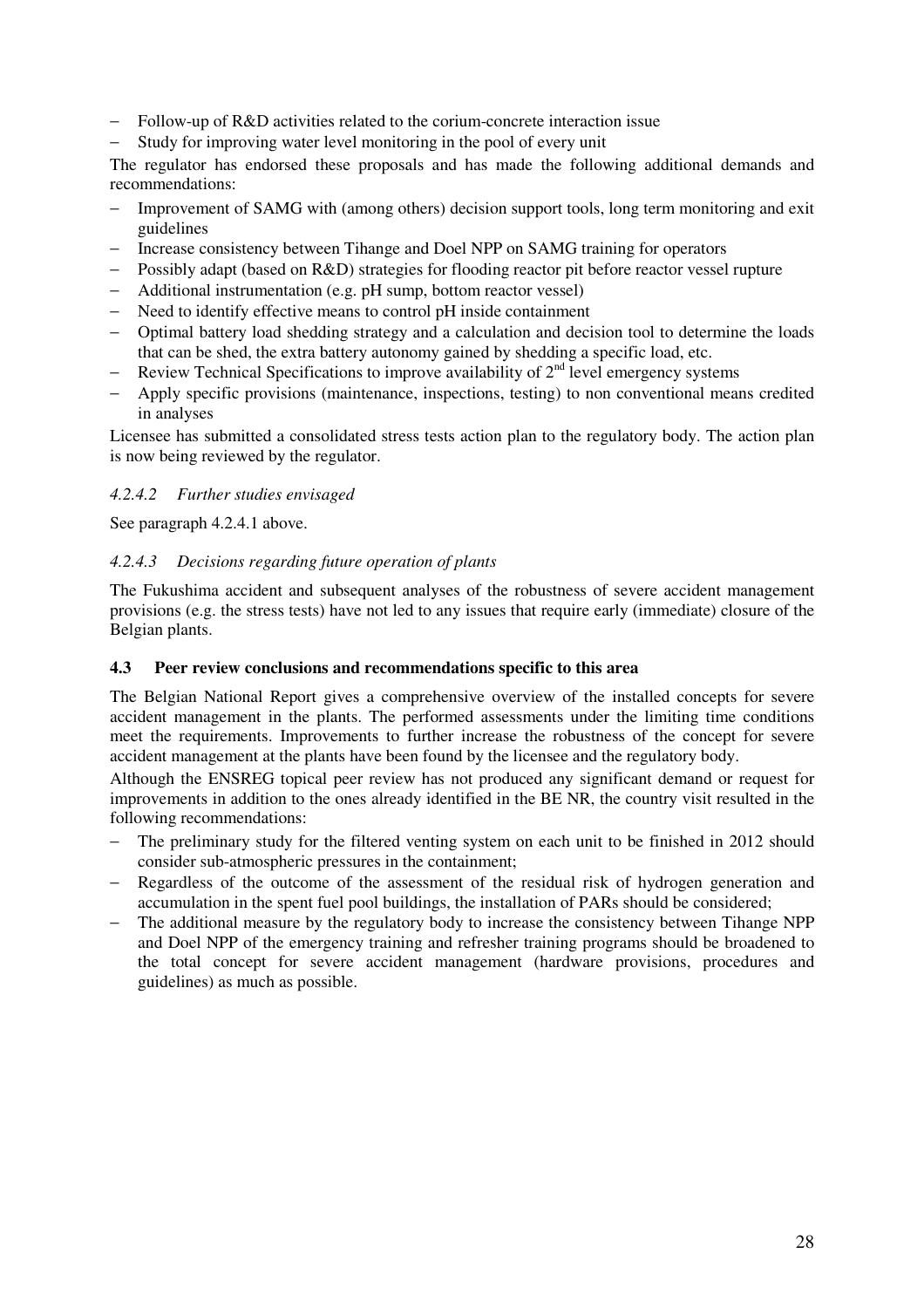- Follow-up of R&D activities related to the corium-concrete interaction issue
- Study for improving water level monitoring in the pool of every unit

The regulator has endorsed these proposals and has made the following additional demands and recommendations:

- Improvement of SAMG with (among others) decision support tools, long term monitoring and exit guidelines
- Increase consistency between Tihange and Doel NPP on SAMG training for operators
- Possibly adapt (based on R&D) strategies for flooding reactor pit before reactor vessel rupture
- Additional instrumentation (e.g. pH sump, bottom reactor vessel)
- Need to identify effective means to control pH inside containment
- Optimal battery load shedding strategy and a calculation and decision tool to determine the loads that can be shed, the extra battery autonomy gained by shedding a specific load, etc.
- Review Technical Specifications to improve availability of 2nd level emergency systems
- Apply specific provisions (maintenance, inspections, testing) to non conventional means credited in analyses

Licensee has submitted a consolidated stress tests action plan to the regulatory body. The action plan is now being reviewed by the regulator.

#### *4.2.4.2 Further studies envisaged*

See paragraph 4.2.4.1 above.

#### *4.2.4.3 Decisions regarding future operation of plants*

The Fukushima accident and subsequent analyses of the robustness of severe accident management provisions (e.g. the stress tests) have not led to any issues that require early (immediate) closure of the Belgian plants.

### 4.3 Peer review conclusions and recommendations specific to this area

The Belgian National Report gives a comprehensive overview of the installed concepts for severe accident management in the plants. The performed assessments under the limiting time conditions meet the requirements. Improvements to further increase the robustness of the concept for severe accident management at the plants have been found by the licensee and the regulatory body.

Although the ENSREG topical peer review has not produced any significant demand or request for improvements in addition to the ones already identified in the BE NR, the country visit resulted in the following recommendations:

- The preliminary study for the filtered venting system on each unit to be finished in 2012 should consider sub-atmospheric pressures in the containment;
- Regardless of the outcome of the assessment of the residual risk of hydrogen generation and accumulation in the spent fuel pool buildings, the installation of PARs should be considered;
- The additional measure by the regulatory body to increase the consistency between Tihange NPP and Doel NPP of the emergency training and refresher training programs should be broadened to the total concept for severe accident management (hardware provisions, procedures and guidelines) as much as possible.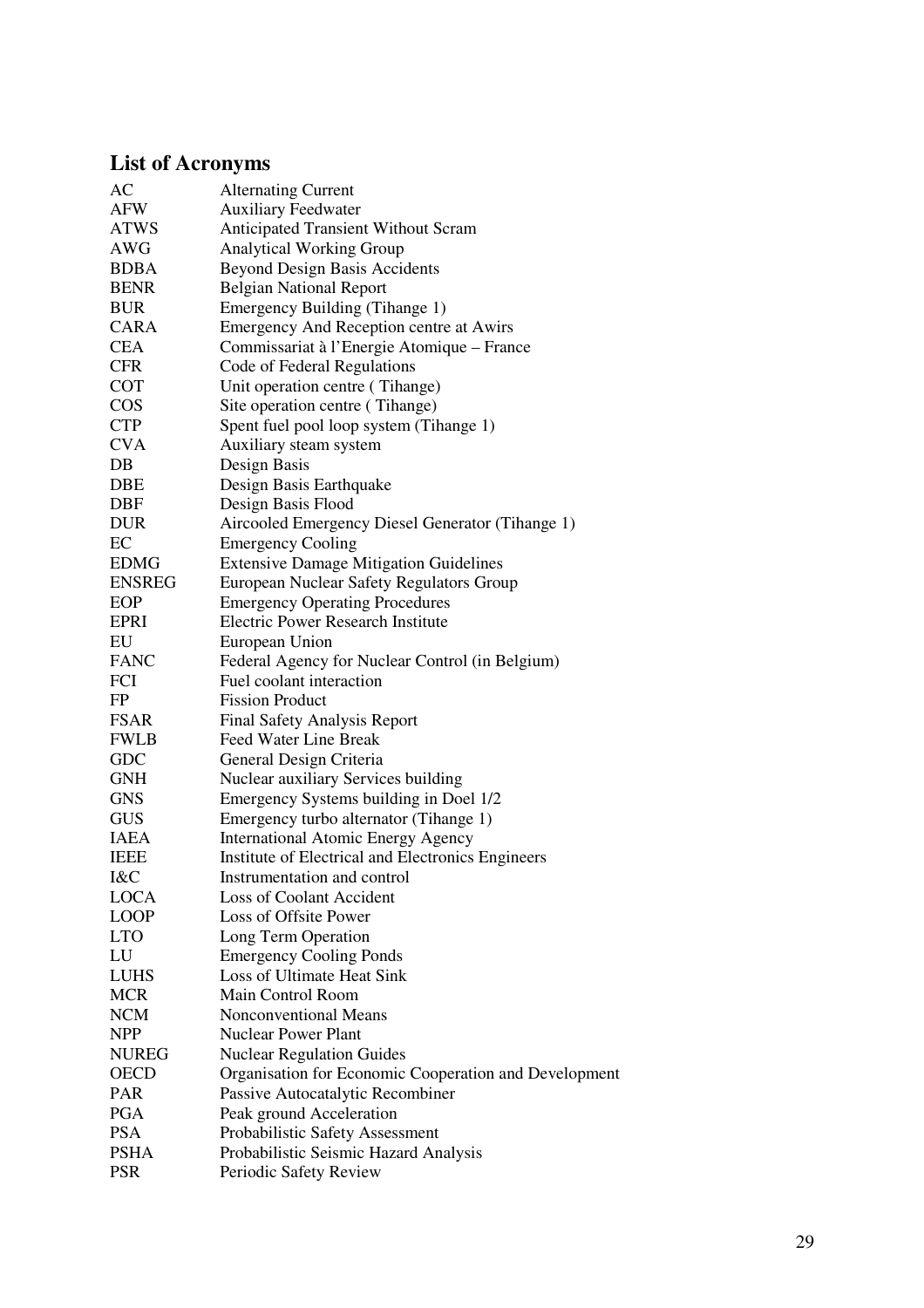## List of Acronyms

| | |
|---|---|
| AC | Alternating Current |
| AFW | Auxiliary Feedwater |
| ATWS | Anticipated Transient Without Scram |
| AWG | Analytical Working Group |
| BDBA | Beyond Design Basis Accidents |
| BENR | Belgian National Report |
| BUR | Emergency Building (Tihange 1) |
| CARA | Emergency And Reception centre at Awirs |
| CEA | Commissariat à l'Energie Atomique – France |
| CFR | Code of Federal Regulations |
| COT | Unit operation centre ( Tihange) |
| COS | Site operation centre ( Tihange) |
| CTP | Spent fuel pool loop system (Tihange 1) |
| CVA | Auxiliary steam system |
| DB | Design Basis |
| DBE | Design Basis Earthquake |
| DBF | Design Basis Flood |
| DUR | Aircooled Emergency Diesel Generator (Tihange 1) |
| EC | Emergency Cooling |
| EDMG | Extensive Damage Mitigation Guidelines |
| ENSREG | European Nuclear Safety Regulators Group |
| EOP | Emergency Operating Procedures |
| EPRI | Electric Power Research Institute |
| EU | European Union |
| FANC | Federal Agency for Nuclear Control (in Belgium) |
| FCI | Fuel coolant interaction |
| FP | Fission Product |
| FSAR | Final Safety Analysis Report |
| FWLB | Feed Water Line Break |
| GDC | General Design Criteria |
| GNH | Nuclear auxiliary Services building |
| GNS | Emergency Systems building in Doel 1/2 |
| GUS | Emergency turbo alternator (Tihange 1) |
| IAEA | International Atomic Energy Agency |
| IEEE | Institute of Electrical and Electronics Engineers |
| I&C | Instrumentation and control |
| LOCA | Loss of Coolant Accident |
| LOOP | Loss of Offsite Power |
| LTO | Long Term Operation |
| LU | Emergency Cooling Ponds |
| LUHS | Loss of Ultimate Heat Sink |
| MCR | Main Control Room |
| NCM | Nonconventional Means |
| NPP | Nuclear Power Plant |
| NUREG | Nuclear Regulation Guides |
| OECD | Organisation for Economic Cooperation and Development |
| PAR | Passive Autocatalytic Recombiner |
| PGA | Peak ground Acceleration |
| PSA | Probabilistic Safety Assessment |
| PSHA | Probabilistic Seismic Hazard Analysis |
| PSR | Periodic Safety Review |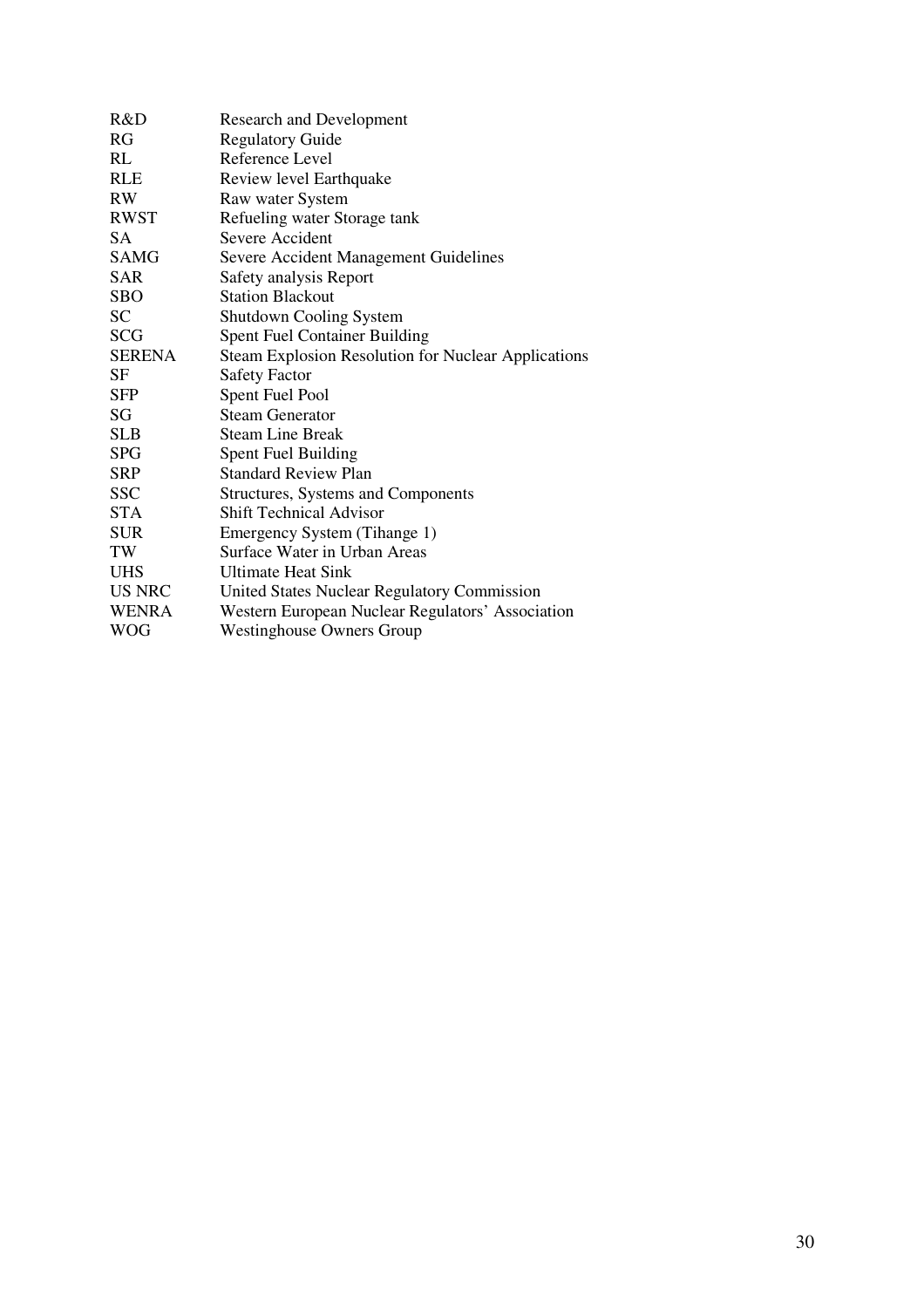| | |
|---|---|
| R&D | Research and Development |
| RG | Regulatory Guide |
| RL | Reference Level |
| RLE | Review level Earthquake |
| RW | Raw water System |
| RWST | Refueling water Storage tank |
| SA | Severe Accident |
| SAMG | Severe Accident Management Guidelines |
| SAR | Safety analysis Report |
| SBO | Station Blackout |
| SC | Shutdown Cooling System |
| SCG | Spent Fuel Container Building |
| SERENA | Steam Explosion Resolution for Nuclear Applications |
| SF | Safety Factor |
| SFP | Spent Fuel Pool |
| SG | Steam Generator |
| SLB | Steam Line Break |
| SPG | Spent Fuel Building |
| SRP | Standard Review Plan |
| SSC | Structures, Systems and Components |
| STA | Shift Technical Advisor |
| SUR | Emergency System (Tihange 1) |
| TW | Surface Water in Urban Areas |
| UHS | Ultimate Heat Sink |
| US NRC | United States Nuclear Regulatory Commission |
| WENRA | Western European Nuclear Regulators' Association |
| WOG | Westinghouse Owners Group |